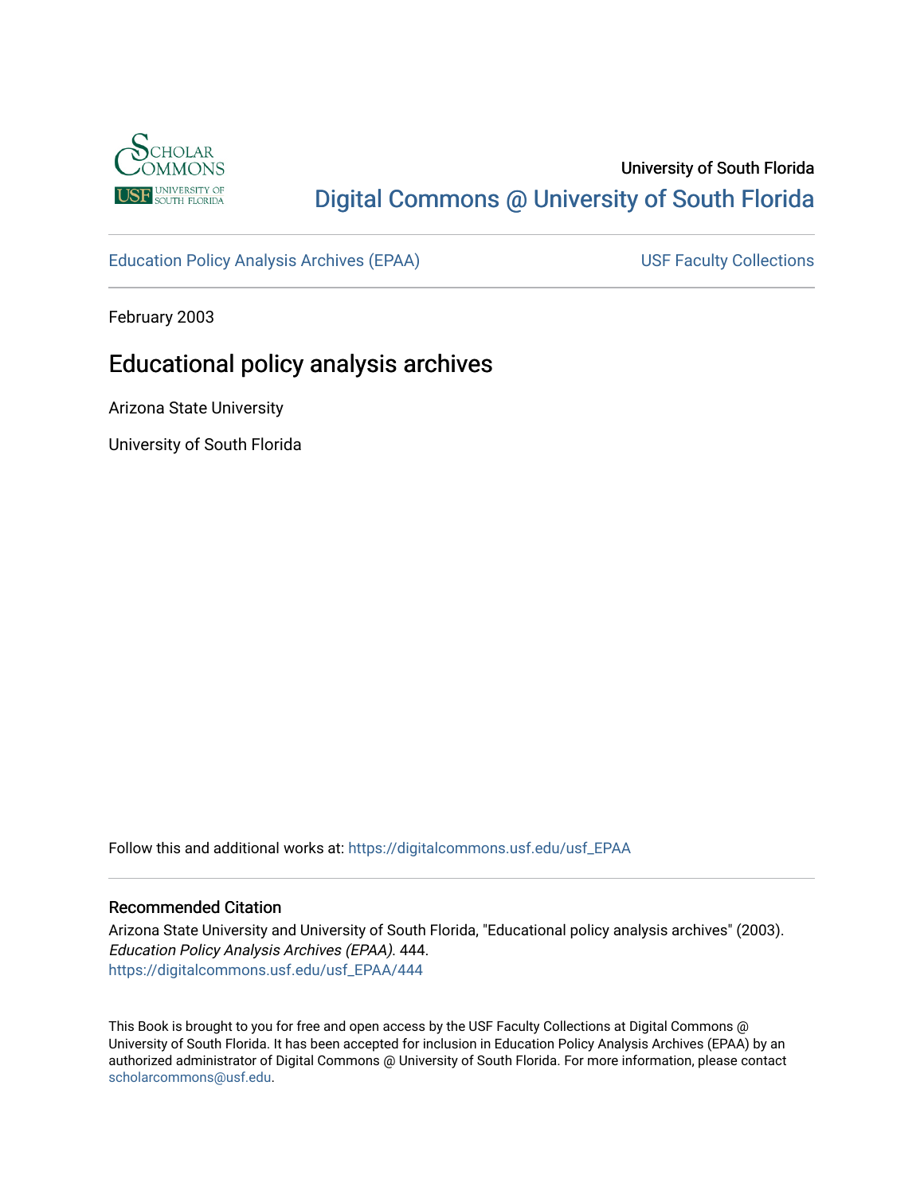University of South Florida

Digital Commons @ University of South Florida

Education Policy Analysis Archives (EPAA)

USF Faculty Collections

February 2003

# Educational policy analysis archives

Arizona State University

University of South Florida

Follow this and additional works at: https://digitalcommons.usf.edu/usf_EPAA

## Recommended Citation

Arizona State University and University of South Florida, "Educational policy analysis archives" (2003). *Education Policy Analysis Archives (EPAA)*. 444.
https://digitalcommons.usf.edu/usf_EPAA/444

This Book is brought to you for free and open access by the USF Faculty Collections at Digital Commons @ University of South Florida. It has been accepted for inclusion in Education Policy Analysis Archives (EPAA) by an authorized administrator of Digital Commons @ University of South Florida. For more information, please contact scholarcommons@usf.edu.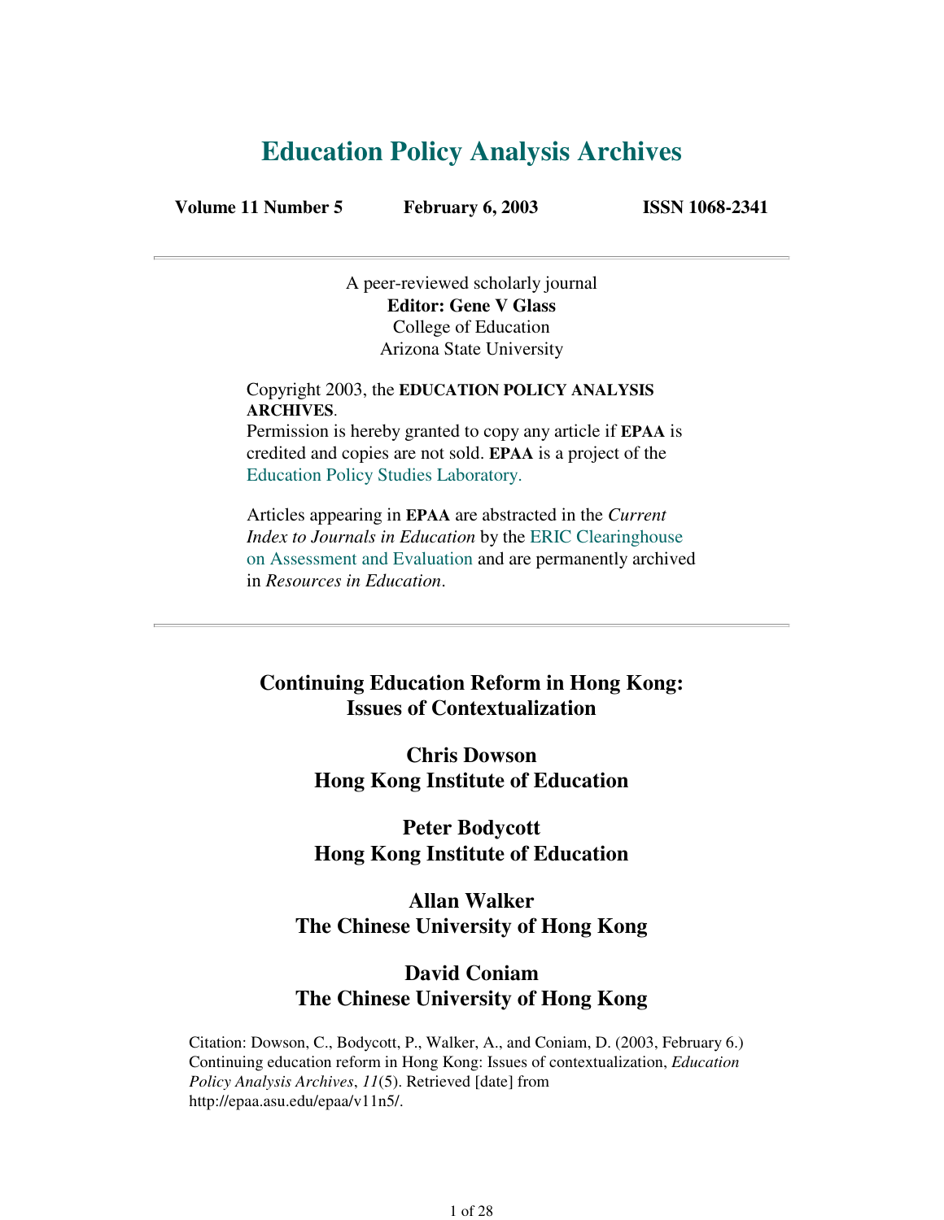# Education Policy Analysis Archives

**Volume 11 Number 5** **February 6, 2003** **ISSN 1068-2341**

---

A peer-reviewed scholarly journal
**Editor: Gene V Glass**
College of Education
Arizona State University

Copyright 2003, the **EDUCATION POLICY ANALYSIS ARCHIVES**.
Permission is hereby granted to copy any article if **EPAA** is credited and copies are not sold. **EPAA** is a project of the Education Policy Studies Laboratory.

Articles appearing in **EPAA** are abstracted in the *Current Index to Journals in Education* by the ERIC Clearinghouse on Assessment and Evaluation and are permanently archived in *Resources in Education*.

---

## Continuing Education Reform in Hong Kong: Issues of Contextualization

**Chris Dowson**
**Hong Kong Institute of Education**

**Peter Bodycott**
**Hong Kong Institute of Education**

**Allan Walker**
**The Chinese University of Hong Kong**

**David Coniam**
**The Chinese University of Hong Kong**

Citation: Dowson, C., Bodycott, P., Walker, A., and Coniam, D. (2003, February 6.) Continuing education reform in Hong Kong: Issues of contextualization, *Education Policy Analysis Archives*, *11*(5). Retrieved [date] from http://epaa.asu.edu/epaa/v11n5/.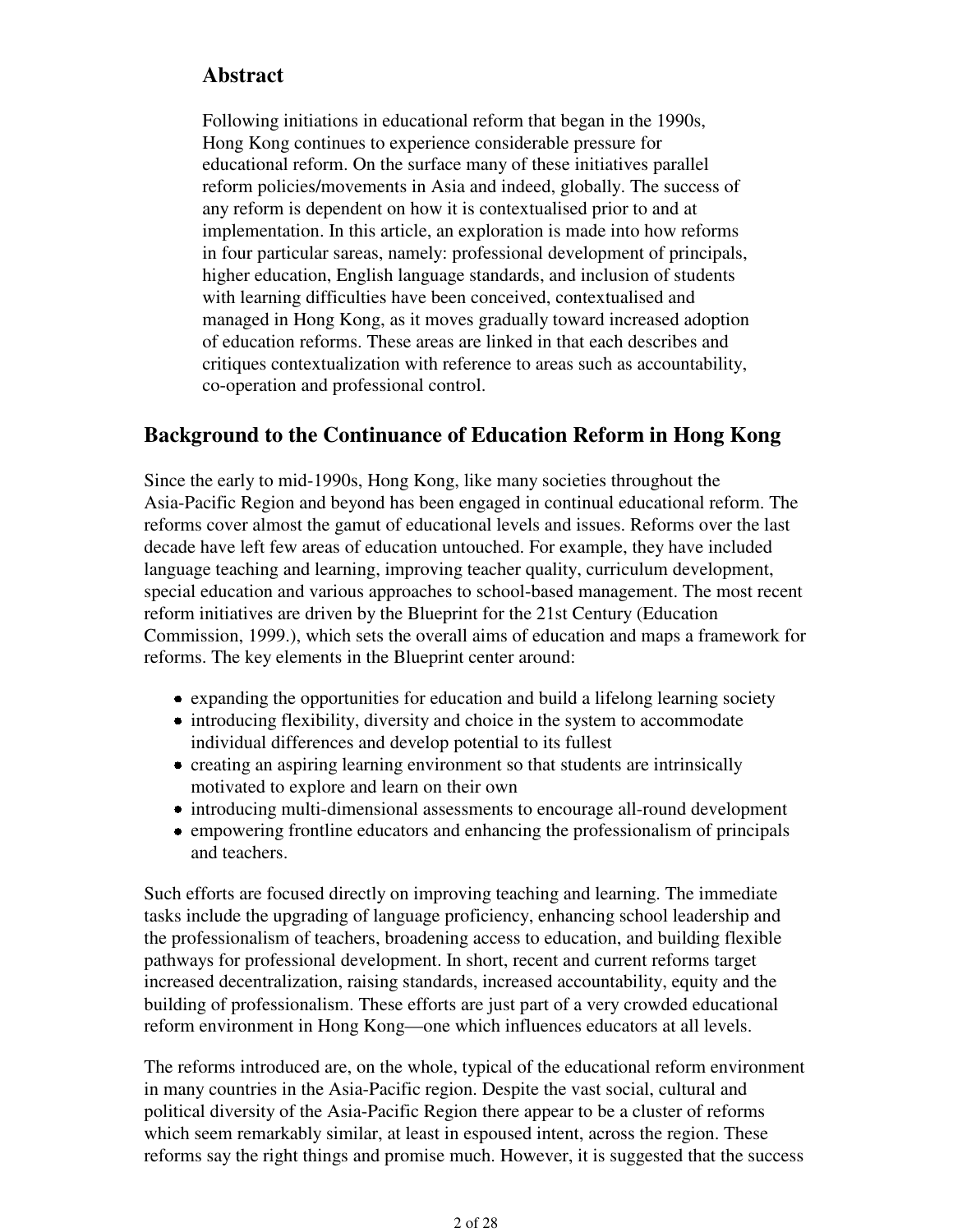## Abstract

Following initiations in educational reform that began in the 1990s, Hong Kong continues to experience considerable pressure for educational reform. On the surface many of these initiatives parallel reform policies/movements in Asia and indeed, globally. The success of any reform is dependent on how it is contextualised prior to and at implementation. In this article, an exploration is made into how reforms in four particular sareas, namely: professional development of principals, higher education, English language standards, and inclusion of students with learning difficulties have been conceived, contextualised and managed in Hong Kong, as it moves gradually toward increased adoption of education reforms. These areas are linked in that each describes and critiques contextualization with reference to areas such as accountability, co-operation and professional control.

## Background to the Continuance of Education Reform in Hong Kong

Since the early to mid-1990s, Hong Kong, like many societies throughout the Asia-Pacific Region and beyond has been engaged in continual educational reform. The reforms cover almost the gamut of educational levels and issues. Reforms over the last decade have left few areas of education untouched. For example, they have included language teaching and learning, improving teacher quality, curriculum development, special education and various approaches to school-based management. The most recent reform initiatives are driven by the Blueprint for the 21st Century (Education Commission, 1999.), which sets the overall aims of education and maps a framework for reforms. The key elements in the Blueprint center around:

- expanding the opportunities for education and build a lifelong learning society
- introducing flexibility, diversity and choice in the system to accommodate individual differences and develop potential to its fullest
- creating an aspiring learning environment so that students are intrinsically motivated to explore and learn on their own
- introducing multi-dimensional assessments to encourage all-round development
- empowering frontline educators and enhancing the professionalism of principals and teachers.

Such efforts are focused directly on improving teaching and learning. The immediate tasks include the upgrading of language proficiency, enhancing school leadership and the professionalism of teachers, broadening access to education, and building flexible pathways for professional development. In short, recent and current reforms target increased decentralization, raising standards, increased accountability, equity and the building of professionalism. These efforts are just part of a very crowded educational reform environment in Hong Kong—one which influences educators at all levels.

The reforms introduced are, on the whole, typical of the educational reform environment in many countries in the Asia-Pacific region. Despite the vast social, cultural and political diversity of the Asia-Pacific Region there appear to be a cluster of reforms which seem remarkably similar, at least in espoused intent, across the region. These reforms say the right things and promise much. However, it is suggested that the success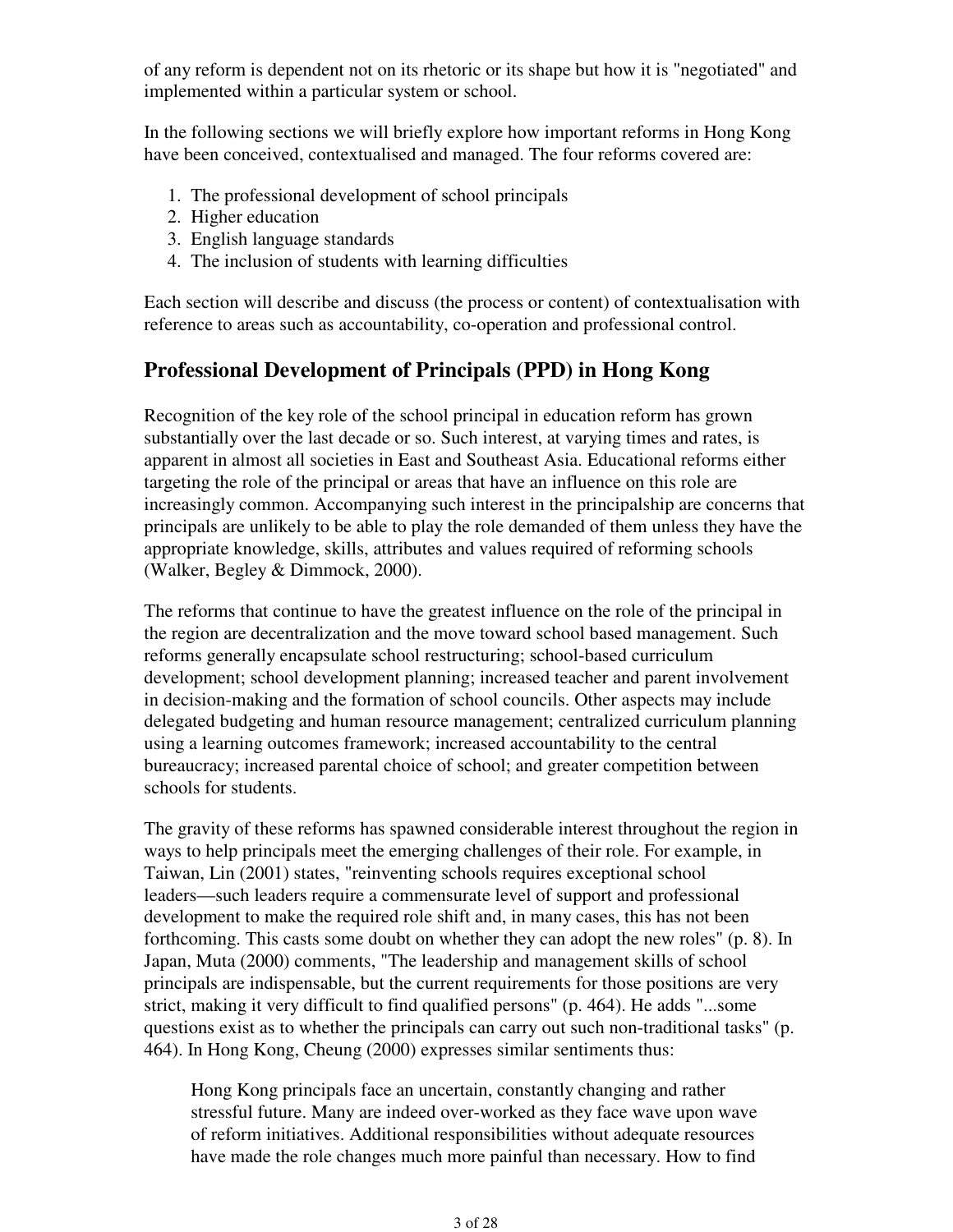of any reform is dependent not on its rhetoric or its shape but how it is "negotiated" and implemented within a particular system or school.

In the following sections we will briefly explore how important reforms in Hong Kong have been conceived, contextualised and managed. The four reforms covered are:

1. The professional development of school principals
2. Higher education
3. English language standards
4. The inclusion of students with learning difficulties

Each section will describe and discuss (the process or content) of contextualisation with reference to areas such as accountability, co-operation and professional control.

## Professional Development of Principals (PPD) in Hong Kong

Recognition of the key role of the school principal in education reform has grown substantially over the last decade or so. Such interest, at varying times and rates, is apparent in almost all societies in East and Southeast Asia. Educational reforms either targeting the role of the principal or areas that have an influence on this role are increasingly common. Accompanying such interest in the principalship are concerns that principals are unlikely to be able to play the role demanded of them unless they have the appropriate knowledge, skills, attributes and values required of reforming schools (Walker, Begley & Dimmock, 2000).

The reforms that continue to have the greatest influence on the role of the principal in the region are decentralization and the move toward school based management. Such reforms generally encapsulate school restructuring; school-based curriculum development; school development planning; increased teacher and parent involvement in decision-making and the formation of school councils. Other aspects may include delegated budgeting and human resource management; centralized curriculum planning using a learning outcomes framework; increased accountability to the central bureaucracy; increased parental choice of school; and greater competition between schools for students.

The gravity of these reforms has spawned considerable interest throughout the region in ways to help principals meet the emerging challenges of their role. For example, in Taiwan, Lin (2001) states, "reinventing schools requires exceptional school leaders—such leaders require a commensurate level of support and professional development to make the required role shift and, in many cases, this has not been forthcoming. This casts some doubt on whether they can adopt the new roles" (p. 8). In Japan, Muta (2000) comments, "The leadership and management skills of school principals are indispensable, but the current requirements for those positions are very strict, making it very difficult to find qualified persons" (p. 464). He adds "...some questions exist as to whether the principals can carry out such non-traditional tasks" (p. 464). In Hong Kong, Cheung (2000) expresses similar sentiments thus:

> Hong Kong principals face an uncertain, constantly changing and rather stressful future. Many are indeed over-worked as they face wave upon wave of reform initiatives. Additional responsibilities without adequate resources have made the role changes much more painful than necessary. How to find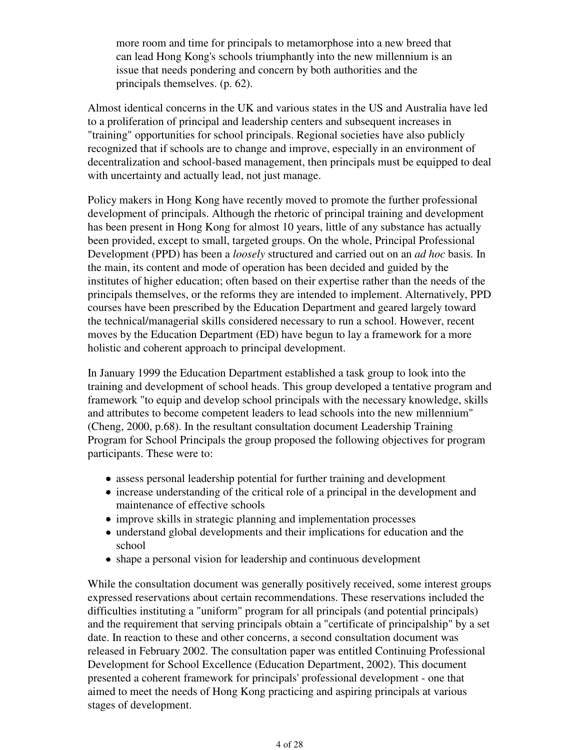> more room and time for principals to metamorphose into a new breed that can lead Hong Kong's schools triumphantly into the new millennium is an issue that needs pondering and concern by both authorities and the principals themselves. (p. 62).

Almost identical concerns in the UK and various states in the US and Australia have led to a proliferation of principal and leadership centers and subsequent increases in "training" opportunities for school principals. Regional societies have also publicly recognized that if schools are to change and improve, especially in an environment of decentralization and school-based management, then principals must be equipped to deal with uncertainty and actually lead, not just manage.

Policy makers in Hong Kong have recently moved to promote the further professional development of principals. Although the rhetoric of principal training and development has been present in Hong Kong for almost 10 years, little of any substance has actually been provided, except to small, targeted groups. On the whole, Principal Professional Development (PPD) has been a *loosely* structured and carried out on an *ad hoc* basis. In the main, its content and mode of operation has been decided and guided by the institutes of higher education; often based on their expertise rather than the needs of the principals themselves, or the reforms they are intended to implement. Alternatively, PPD courses have been prescribed by the Education Department and geared largely toward the technical/managerial skills considered necessary to run a school. However, recent moves by the Education Department (ED) have begun to lay a framework for a more holistic and coherent approach to principal development.

In January 1999 the Education Department established a task group to look into the training and development of school heads. This group developed a tentative program and framework "to equip and develop school principals with the necessary knowledge, skills and attributes to become competent leaders to lead schools into the new millennium" (Cheng, 2000, p.68). In the resultant consultation document Leadership Training Program for School Principals the group proposed the following objectives for program participants. These were to:

- assess personal leadership potential for further training and development
- increase understanding of the critical role of a principal in the development and maintenance of effective schools
- improve skills in strategic planning and implementation processes
- understand global developments and their implications for education and the school
- shape a personal vision for leadership and continuous development

While the consultation document was generally positively received, some interest groups expressed reservations about certain recommendations. These reservations included the difficulties instituting a "uniform" program for all principals (and potential principals) and the requirement that serving principals obtain a "certificate of principalship" by a set date. In reaction to these and other concerns, a second consultation document was released in February 2002. The consultation paper was entitled Continuing Professional Development for School Excellence (Education Department, 2002). This document presented a coherent framework for principals' professional development - one that aimed to meet the needs of Hong Kong practicing and aspiring principals at various stages of development.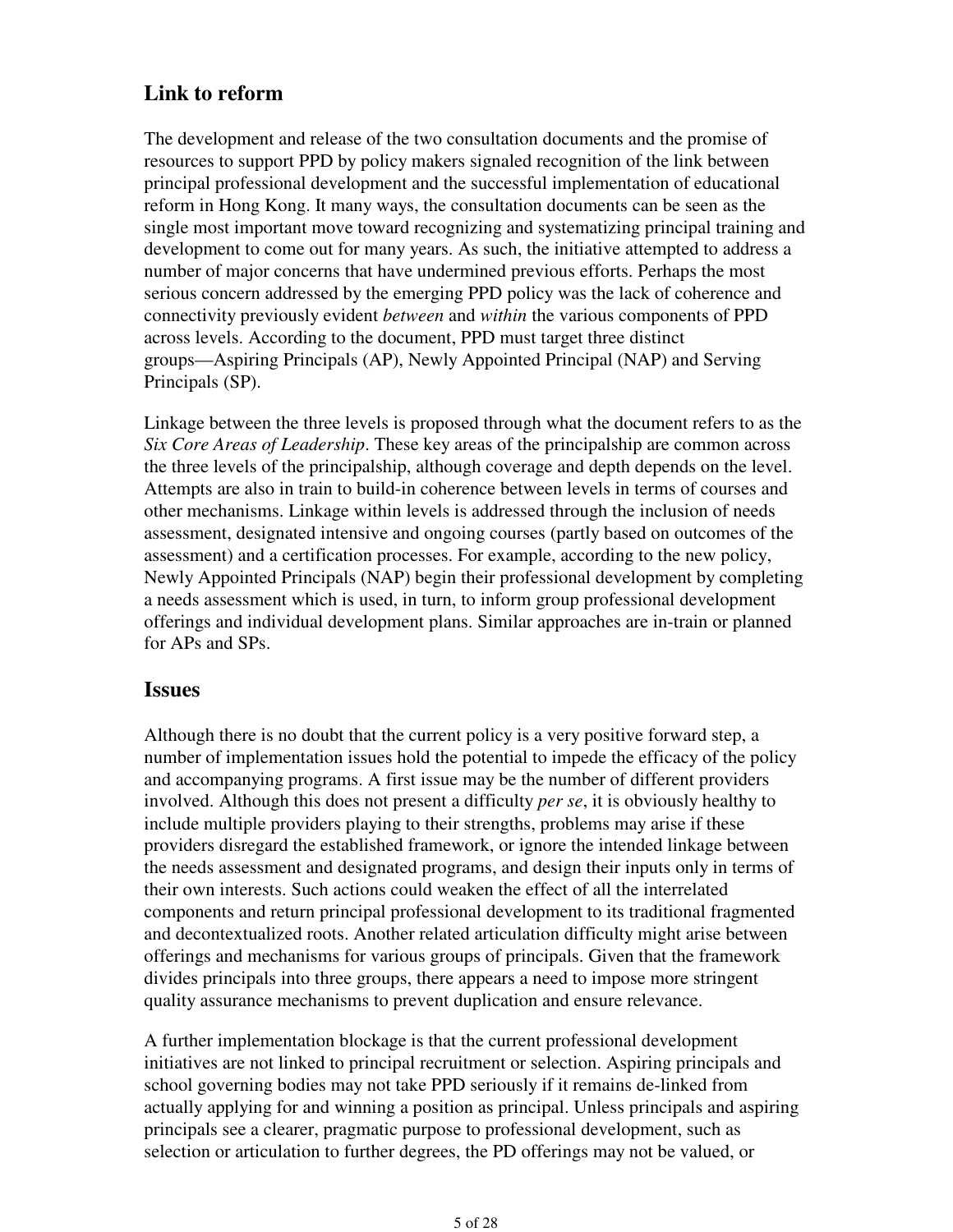## Link to reform

The development and release of the two consultation documents and the promise of resources to support PPD by policy makers signaled recognition of the link between principal professional development and the successful implementation of educational reform in Hong Kong. It many ways, the consultation documents can be seen as the single most important move toward recognizing and systematizing principal training and development to come out for many years. As such, the initiative attempted to address a number of major concerns that have undermined previous efforts. Perhaps the most serious concern addressed by the emerging PPD policy was the lack of coherence and connectivity previously evident *between* and *within* the various components of PPD across levels. According to the document, PPD must target three distinct groups—Aspiring Principals (AP), Newly Appointed Principal (NAP) and Serving Principals (SP).

Linkage between the three levels is proposed through what the document refers to as the *Six Core Areas of Leadership*. These key areas of the principalship are common across the three levels of the principalship, although coverage and depth depends on the level. Attempts are also in train to build-in coherence between levels in terms of courses and other mechanisms. Linkage within levels is addressed through the inclusion of needs assessment, designated intensive and ongoing courses (partly based on outcomes of the assessment) and a certification processes. For example, according to the new policy, Newly Appointed Principals (NAP) begin their professional development by completing a needs assessment which is used, in turn, to inform group professional development offerings and individual development plans. Similar approaches are in-train or planned for APs and SPs.

## Issues

Although there is no doubt that the current policy is a very positive forward step, a number of implementation issues hold the potential to impede the efficacy of the policy and accompanying programs. A first issue may be the number of different providers involved. Although this does not present a difficulty *per se*, it is obviously healthy to include multiple providers playing to their strengths, problems may arise if these providers disregard the established framework, or ignore the intended linkage between the needs assessment and designated programs, and design their inputs only in terms of their own interests. Such actions could weaken the effect of all the interrelated components and return principal professional development to its traditional fragmented and decontextualized roots. Another related articulation difficulty might arise between offerings and mechanisms for various groups of principals. Given that the framework divides principals into three groups, there appears a need to impose more stringent quality assurance mechanisms to prevent duplication and ensure relevance.

A further implementation blockage is that the current professional development initiatives are not linked to principal recruitment or selection. Aspiring principals and school governing bodies may not take PPD seriously if it remains de-linked from actually applying for and winning a position as principal. Unless principals and aspiring principals see a clearer, pragmatic purpose to professional development, such as selection or articulation to further degrees, the PD offerings may not be valued, or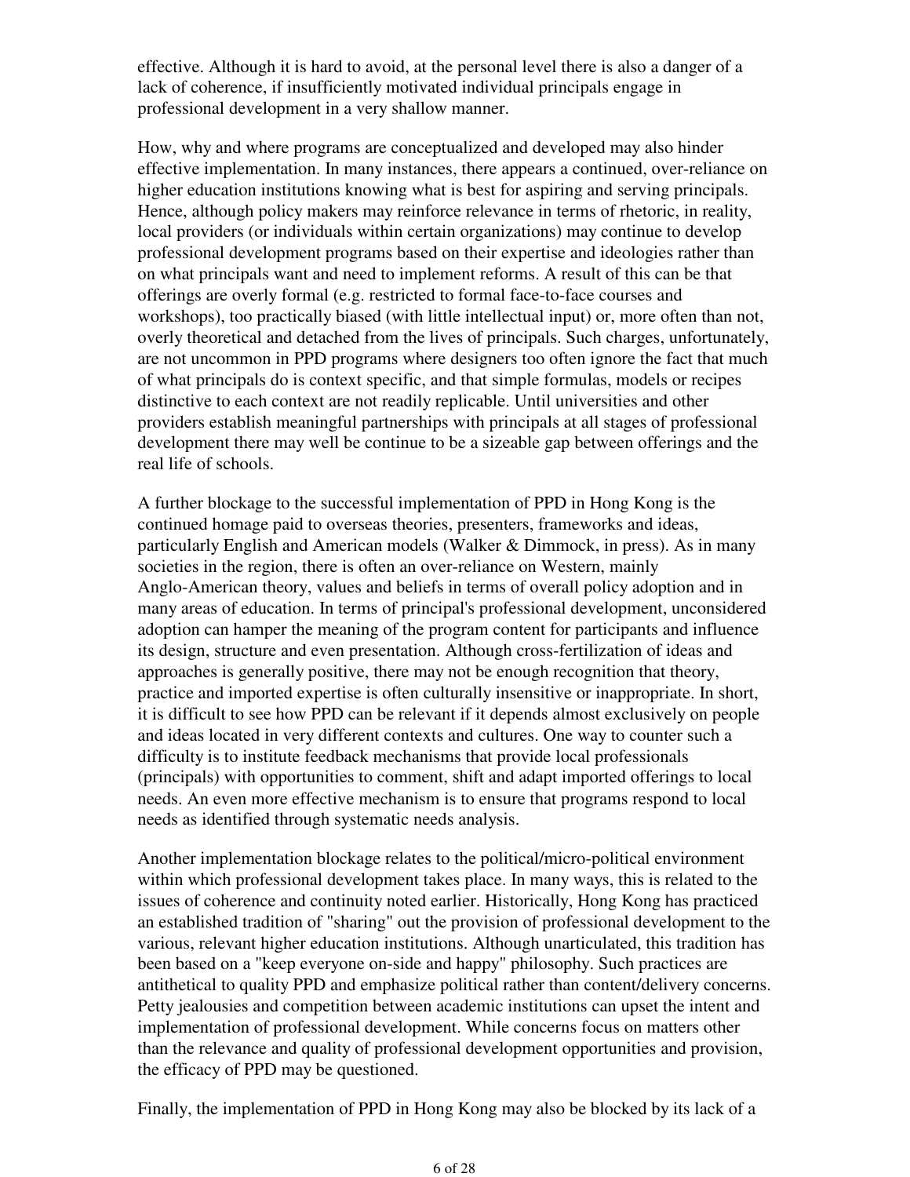effective. Although it is hard to avoid, at the personal level there is also a danger of a lack of coherence, if insufficiently motivated individual principals engage in professional development in a very shallow manner.

How, why and where programs are conceptualized and developed may also hinder effective implementation. In many instances, there appears a continued, over-reliance on higher education institutions knowing what is best for aspiring and serving principals. Hence, although policy makers may reinforce relevance in terms of rhetoric, in reality, local providers (or individuals within certain organizations) may continue to develop professional development programs based on their expertise and ideologies rather than on what principals want and need to implement reforms. A result of this can be that offerings are overly formal (e.g. restricted to formal face-to-face courses and workshops), too practically biased (with little intellectual input) or, more often than not, overly theoretical and detached from the lives of principals. Such charges, unfortunately, are not uncommon in PPD programs where designers too often ignore the fact that much of what principals do is context specific, and that simple formulas, models or recipes distinctive to each context are not readily replicable. Until universities and other providers establish meaningful partnerships with principals at all stages of professional development there may well be continue to be a sizeable gap between offerings and the real life of schools.

A further blockage to the successful implementation of PPD in Hong Kong is the continued homage paid to overseas theories, presenters, frameworks and ideas, particularly English and American models (Walker & Dimmock, in press). As in many societies in the region, there is often an over-reliance on Western, mainly Anglo-American theory, values and beliefs in terms of overall policy adoption and in many areas of education. In terms of principal's professional development, unconsidered adoption can hamper the meaning of the program content for participants and influence its design, structure and even presentation. Although cross-fertilization of ideas and approaches is generally positive, there may not be enough recognition that theory, practice and imported expertise is often culturally insensitive or inappropriate. In short, it is difficult to see how PPD can be relevant if it depends almost exclusively on people and ideas located in very different contexts and cultures. One way to counter such a difficulty is to institute feedback mechanisms that provide local professionals (principals) with opportunities to comment, shift and adapt imported offerings to local needs. An even more effective mechanism is to ensure that programs respond to local needs as identified through systematic needs analysis.

Another implementation blockage relates to the political/micro-political environment within which professional development takes place. In many ways, this is related to the issues of coherence and continuity noted earlier. Historically, Hong Kong has practiced an established tradition of "sharing" out the provision of professional development to the various, relevant higher education institutions. Although unarticulated, this tradition has been based on a "keep everyone on-side and happy" philosophy. Such practices are antithetical to quality PPD and emphasize political rather than content/delivery concerns. Petty jealousies and competition between academic institutions can upset the intent and implementation of professional development. While concerns focus on matters other than the relevance and quality of professional development opportunities and provision, the efficacy of PPD may be questioned.

Finally, the implementation of PPD in Hong Kong may also be blocked by its lack of a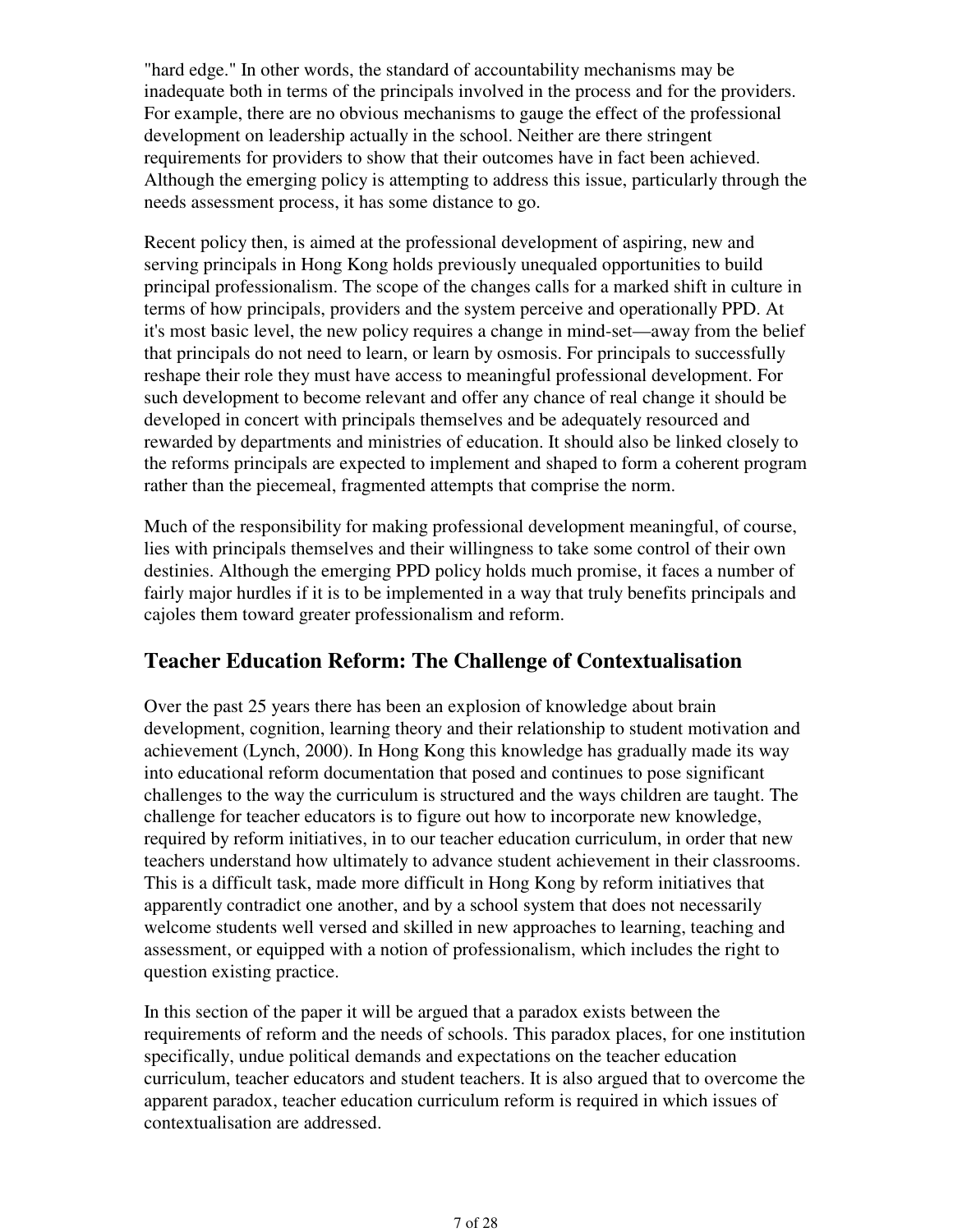"hard edge." In other words, the standard of accountability mechanisms may be inadequate both in terms of the principals involved in the process and for the providers. For example, there are no obvious mechanisms to gauge the effect of the professional development on leadership actually in the school. Neither are there stringent requirements for providers to show that their outcomes have in fact been achieved. Although the emerging policy is attempting to address this issue, particularly through the needs assessment process, it has some distance to go.

Recent policy then, is aimed at the professional development of aspiring, new and serving principals in Hong Kong holds previously unequaled opportunities to build principal professionalism. The scope of the changes calls for a marked shift in culture in terms of how principals, providers and the system perceive and operationally PPD. At it's most basic level, the new policy requires a change in mind-set—away from the belief that principals do not need to learn, or learn by osmosis. For principals to successfully reshape their role they must have access to meaningful professional development. For such development to become relevant and offer any chance of real change it should be developed in concert with principals themselves and be adequately resourced and rewarded by departments and ministries of education. It should also be linked closely to the reforms principals are expected to implement and shaped to form a coherent program rather than the piecemeal, fragmented attempts that comprise the norm.

Much of the responsibility for making professional development meaningful, of course, lies with principals themselves and their willingness to take some control of their own destinies. Although the emerging PPD policy holds much promise, it faces a number of fairly major hurdles if it is to be implemented in a way that truly benefits principals and cajoles them toward greater professionalism and reform.

## Teacher Education Reform: The Challenge of Contextualisation

Over the past 25 years there has been an explosion of knowledge about brain development, cognition, learning theory and their relationship to student motivation and achievement (Lynch, 2000). In Hong Kong this knowledge has gradually made its way into educational reform documentation that posed and continues to pose significant challenges to the way the curriculum is structured and the ways children are taught. The challenge for teacher educators is to figure out how to incorporate new knowledge, required by reform initiatives, in to our teacher education curriculum, in order that new teachers understand how ultimately to advance student achievement in their classrooms. This is a difficult task, made more difficult in Hong Kong by reform initiatives that apparently contradict one another, and by a school system that does not necessarily welcome students well versed and skilled in new approaches to learning, teaching and assessment, or equipped with a notion of professionalism, which includes the right to question existing practice.

In this section of the paper it will be argued that a paradox exists between the requirements of reform and the needs of schools. This paradox places, for one institution specifically, undue political demands and expectations on the teacher education curriculum, teacher educators and student teachers. It is also argued that to overcome the apparent paradox, teacher education curriculum reform is required in which issues of contextualisation are addressed.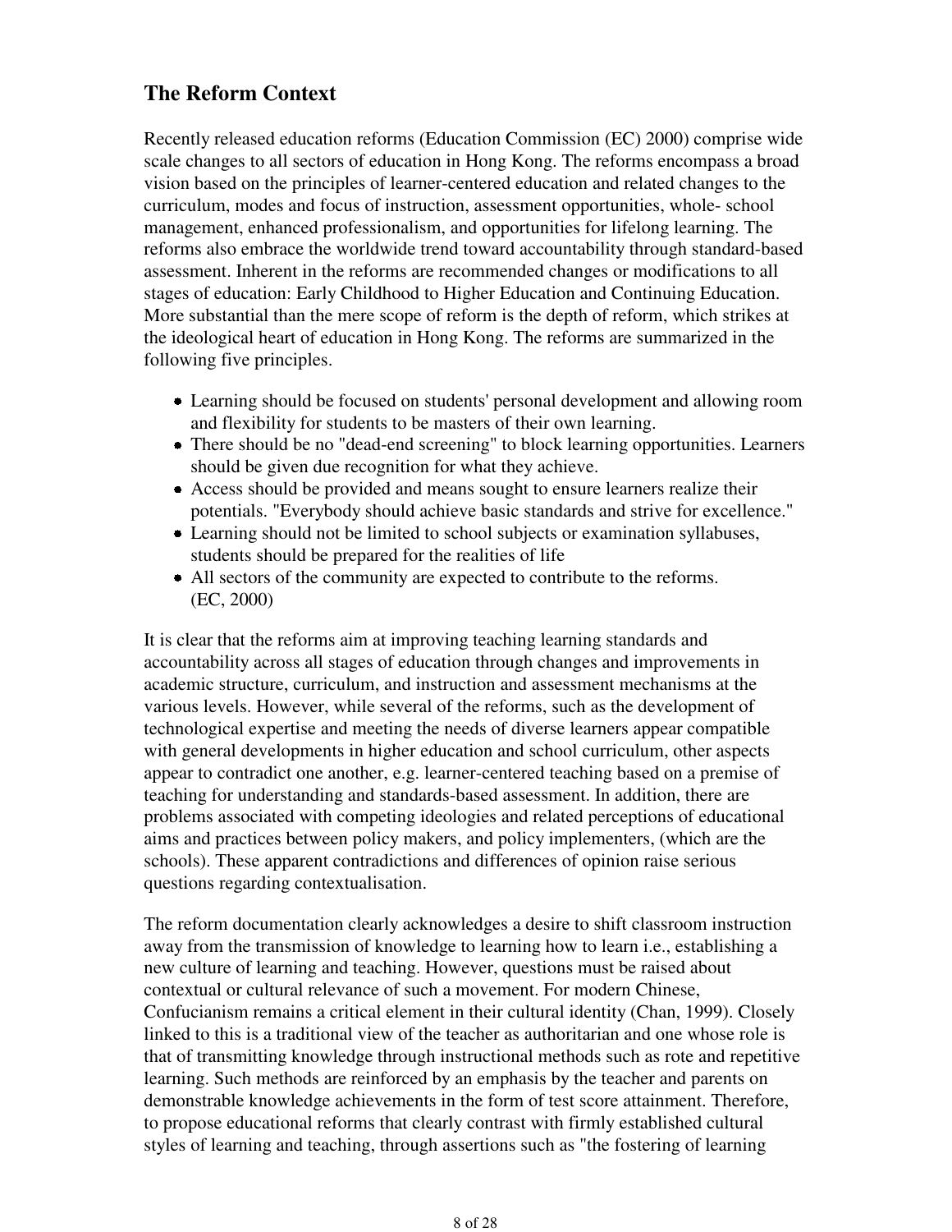## The Reform Context

Recently released education reforms (Education Commission (EC) 2000) comprise wide scale changes to all sectors of education in Hong Kong. The reforms encompass a broad vision based on the principles of learner-centered education and related changes to the curriculum, modes and focus of instruction, assessment opportunities, whole- school management, enhanced professionalism, and opportunities for lifelong learning. The reforms also embrace the worldwide trend toward accountability through standard-based assessment. Inherent in the reforms are recommended changes or modifications to all stages of education: Early Childhood to Higher Education and Continuing Education. More substantial than the mere scope of reform is the depth of reform, which strikes at the ideological heart of education in Hong Kong. The reforms are summarized in the following five principles.

- Learning should be focused on students' personal development and allowing room and flexibility for students to be masters of their own learning.
- There should be no "dead-end screening" to block learning opportunities. Learners should be given due recognition for what they achieve.
- Access should be provided and means sought to ensure learners realize their potentials. "Everybody should achieve basic standards and strive for excellence."
- Learning should not be limited to school subjects or examination syllabuses, students should be prepared for the realities of life
- All sectors of the community are expected to contribute to the reforms. (EC, 2000)

It is clear that the reforms aim at improving teaching learning standards and accountability across all stages of education through changes and improvements in academic structure, curriculum, and instruction and assessment mechanisms at the various levels. However, while several of the reforms, such as the development of technological expertise and meeting the needs of diverse learners appear compatible with general developments in higher education and school curriculum, other aspects appear to contradict one another, e.g. learner-centered teaching based on a premise of teaching for understanding and standards-based assessment. In addition, there are problems associated with competing ideologies and related perceptions of educational aims and practices between policy makers, and policy implementers, (which are the schools). These apparent contradictions and differences of opinion raise serious questions regarding contextualisation.

The reform documentation clearly acknowledges a desire to shift classroom instruction away from the transmission of knowledge to learning how to learn i.e., establishing a new culture of learning and teaching. However, questions must be raised about contextual or cultural relevance of such a movement. For modern Chinese, Confucianism remains a critical element in their cultural identity (Chan, 1999). Closely linked to this is a traditional view of the teacher as authoritarian and one whose role is that of transmitting knowledge through instructional methods such as rote and repetitive learning. Such methods are reinforced by an emphasis by the teacher and parents on demonstrable knowledge achievements in the form of test score attainment. Therefore, to propose educational reforms that clearly contrast with firmly established cultural styles of learning and teaching, through assertions such as "the fostering of learning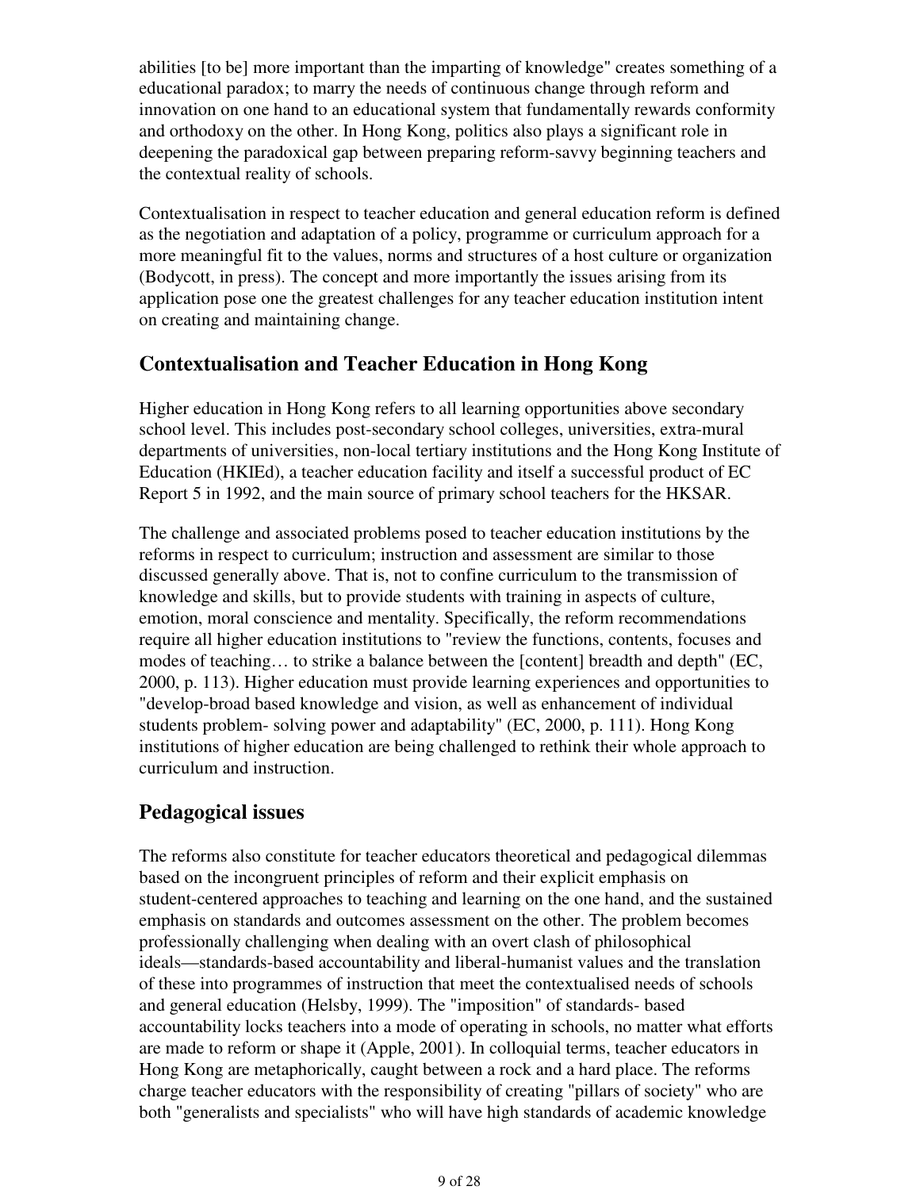abilities [to be] more important than the imparting of knowledge" creates something of a educational paradox; to marry the needs of continuous change through reform and innovation on one hand to an educational system that fundamentally rewards conformity and orthodoxy on the other. In Hong Kong, politics also plays a significant role in deepening the paradoxical gap between preparing reform-savvy beginning teachers and the contextual reality of schools.

Contextualisation in respect to teacher education and general education reform is defined as the negotiation and adaptation of a policy, programme or curriculum approach for a more meaningful fit to the values, norms and structures of a host culture or organization (Bodycott, in press). The concept and more importantly the issues arising from its application pose one the greatest challenges for any teacher education institution intent on creating and maintaining change.

## Contextualisation and Teacher Education in Hong Kong

Higher education in Hong Kong refers to all learning opportunities above secondary school level. This includes post-secondary school colleges, universities, extra-mural departments of universities, non-local tertiary institutions and the Hong Kong Institute of Education (HKIEd), a teacher education facility and itself a successful product of EC Report 5 in 1992, and the main source of primary school teachers for the HKSAR.

The challenge and associated problems posed to teacher education institutions by the reforms in respect to curriculum; instruction and assessment are similar to those discussed generally above. That is, not to confine curriculum to the transmission of knowledge and skills, but to provide students with training in aspects of culture, emotion, moral conscience and mentality. Specifically, the reform recommendations require all higher education institutions to "review the functions, contents, focuses and modes of teaching… to strike a balance between the [content] breadth and depth" (EC, 2000, p. 113). Higher education must provide learning experiences and opportunities to "develop-broad based knowledge and vision, as well as enhancement of individual students problem- solving power and adaptability" (EC, 2000, p. 111). Hong Kong institutions of higher education are being challenged to rethink their whole approach to curriculum and instruction.

## Pedagogical issues

The reforms also constitute for teacher educators theoretical and pedagogical dilemmas based on the incongruent principles of reform and their explicit emphasis on student-centered approaches to teaching and learning on the one hand, and the sustained emphasis on standards and outcomes assessment on the other. The problem becomes professionally challenging when dealing with an overt clash of philosophical ideals—standards-based accountability and liberal-humanist values and the translation of these into programmes of instruction that meet the contextualised needs of schools and general education (Helsby, 1999). The "imposition" of standards- based accountability locks teachers into a mode of operating in schools, no matter what efforts are made to reform or shape it (Apple, 2001). In colloquial terms, teacher educators in Hong Kong are metaphorically, caught between a rock and a hard place. The reforms charge teacher educators with the responsibility of creating "pillars of society" who are both "generalists and specialists" who will have high standards of academic knowledge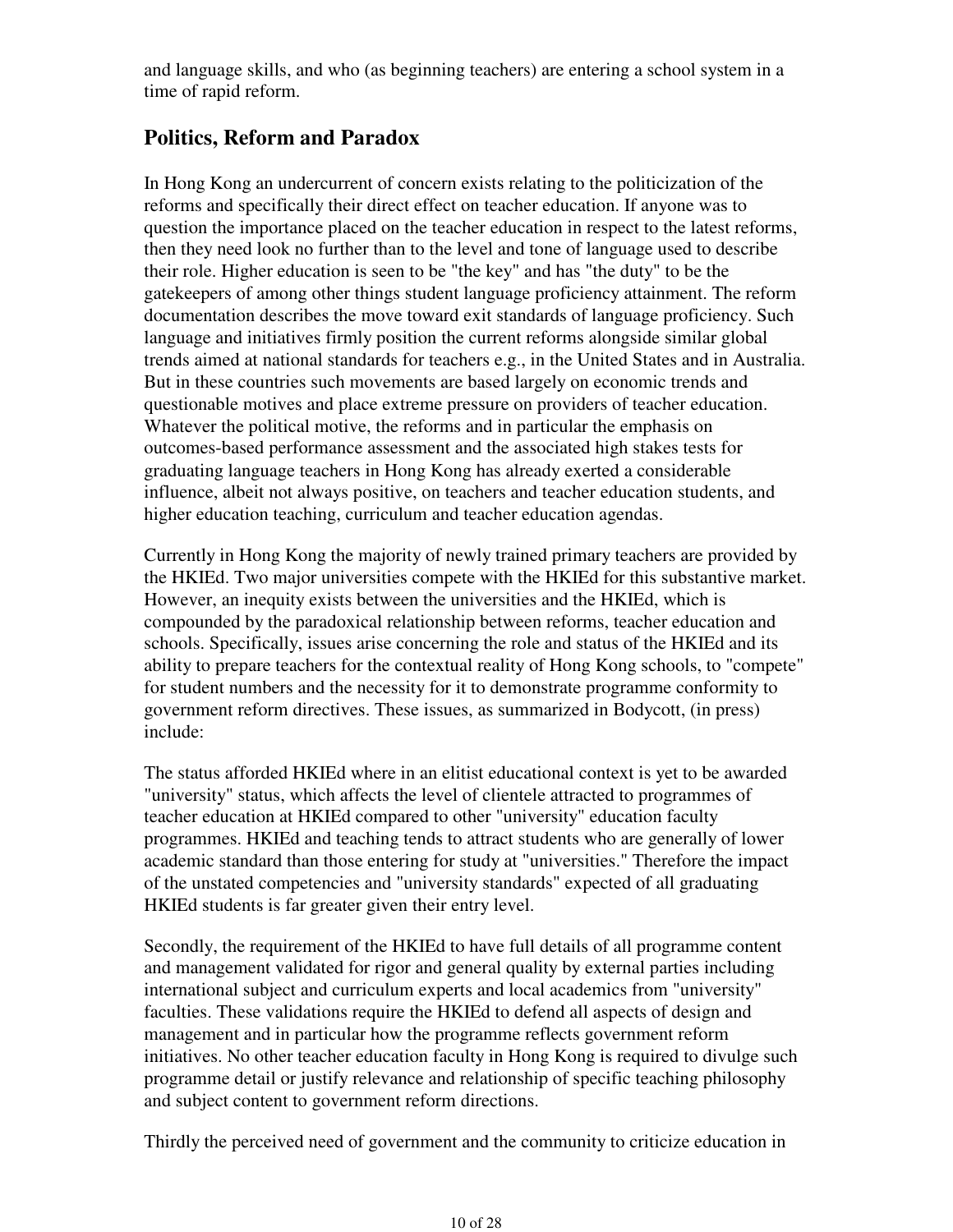and language skills, and who (as beginning teachers) are entering a school system in a time of rapid reform.

## Politics, Reform and Paradox

In Hong Kong an undercurrent of concern exists relating to the politicization of the reforms and specifically their direct effect on teacher education. If anyone was to question the importance placed on the teacher education in respect to the latest reforms, then they need look no further than to the level and tone of language used to describe their role. Higher education is seen to be "the key" and has "the duty" to be the gatekeepers of among other things student language proficiency attainment. The reform documentation describes the move toward exit standards of language proficiency. Such language and initiatives firmly position the current reforms alongside similar global trends aimed at national standards for teachers e.g., in the United States and in Australia. But in these countries such movements are based largely on economic trends and questionable motives and place extreme pressure on providers of teacher education. Whatever the political motive, the reforms and in particular the emphasis on outcomes-based performance assessment and the associated high stakes tests for graduating language teachers in Hong Kong has already exerted a considerable influence, albeit not always positive, on teachers and teacher education students, and higher education teaching, curriculum and teacher education agendas.

Currently in Hong Kong the majority of newly trained primary teachers are provided by the HKIEd. Two major universities compete with the HKIEd for this substantive market. However, an inequity exists between the universities and the HKIEd, which is compounded by the paradoxical relationship between reforms, teacher education and schools. Specifically, issues arise concerning the role and status of the HKIEd and its ability to prepare teachers for the contextual reality of Hong Kong schools, to "compete" for student numbers and the necessity for it to demonstrate programme conformity to government reform directives. These issues, as summarized in Bodycott, (in press) include:

The status afforded HKIEd where in an elitist educational context is yet to be awarded "university" status, which affects the level of clientele attracted to programmes of teacher education at HKIEd compared to other "university" education faculty programmes. HKIEd and teaching tends to attract students who are generally of lower academic standard than those entering for study at "universities." Therefore the impact of the unstated competencies and "university standards" expected of all graduating HKIEd students is far greater given their entry level.

Secondly, the requirement of the HKIEd to have full details of all programme content and management validated for rigor and general quality by external parties including international subject and curriculum experts and local academics from "university" faculties. These validations require the HKIEd to defend all aspects of design and management and in particular how the programme reflects government reform initiatives. No other teacher education faculty in Hong Kong is required to divulge such programme detail or justify relevance and relationship of specific teaching philosophy and subject content to government reform directions.

Thirdly the perceived need of government and the community to criticize education in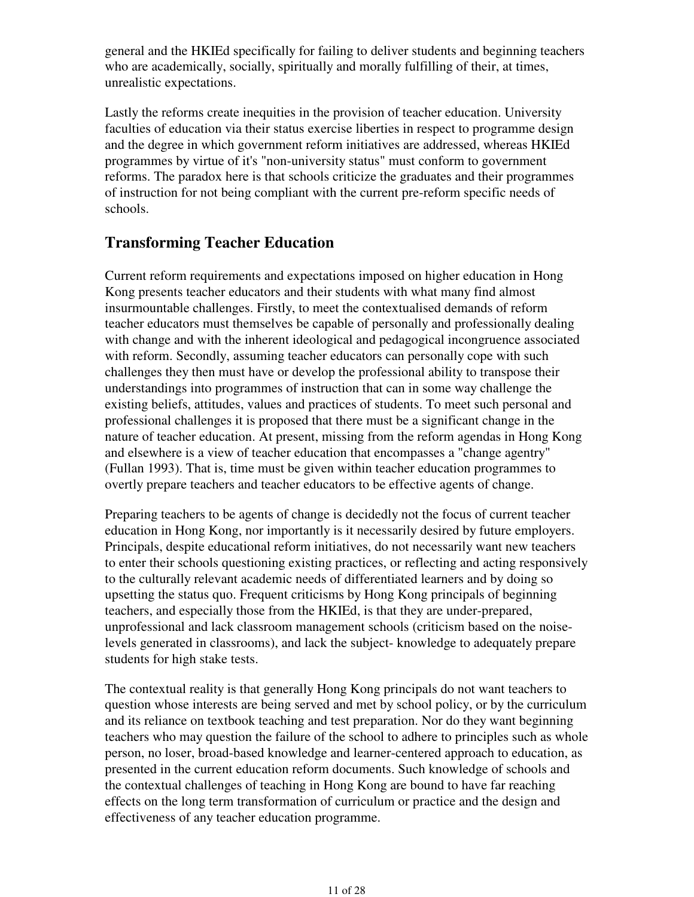general and the HKIEd specifically for failing to deliver students and beginning teachers who are academically, socially, spiritually and morally fulfilling of their, at times, unrealistic expectations.

Lastly the reforms create inequities in the provision of teacher education. University faculties of education via their status exercise liberties in respect to programme design and the degree in which government reform initiatives are addressed, whereas HKIEd programmes by virtue of it's "non-university status" must conform to government reforms. The paradox here is that schools criticize the graduates and their programmes of instruction for not being compliant with the current pre-reform specific needs of schools.

## Transforming Teacher Education

Current reform requirements and expectations imposed on higher education in Hong Kong presents teacher educators and their students with what many find almost insurmountable challenges. Firstly, to meet the contextualised demands of reform teacher educators must themselves be capable of personally and professionally dealing with change and with the inherent ideological and pedagogical incongruence associated with reform. Secondly, assuming teacher educators can personally cope with such challenges they then must have or develop the professional ability to transpose their understandings into programmes of instruction that can in some way challenge the existing beliefs, attitudes, values and practices of students. To meet such personal and professional challenges it is proposed that there must be a significant change in the nature of teacher education. At present, missing from the reform agendas in Hong Kong and elsewhere is a view of teacher education that encompasses a "change agentry" (Fullan 1993). That is, time must be given within teacher education programmes to overtly prepare teachers and teacher educators to be effective agents of change.

Preparing teachers to be agents of change is decidedly not the focus of current teacher education in Hong Kong, nor importantly is it necessarily desired by future employers. Principals, despite educational reform initiatives, do not necessarily want new teachers to enter their schools questioning existing practices, or reflecting and acting responsively to the culturally relevant academic needs of differentiated learners and by doing so upsetting the status quo. Frequent criticisms by Hong Kong principals of beginning teachers, and especially those from the HKIEd, is that they are under-prepared, unprofessional and lack classroom management schools (criticism based on the noise-levels generated in classrooms), and lack the subject- knowledge to adequately prepare students for high stake tests.

The contextual reality is that generally Hong Kong principals do not want teachers to question whose interests are being served and met by school policy, or by the curriculum and its reliance on textbook teaching and test preparation. Nor do they want beginning teachers who may question the failure of the school to adhere to principles such as whole person, no loser, broad-based knowledge and learner-centered approach to education, as presented in the current education reform documents. Such knowledge of schools and the contextual challenges of teaching in Hong Kong are bound to have far reaching effects on the long term transformation of curriculum or practice and the design and effectiveness of any teacher education programme.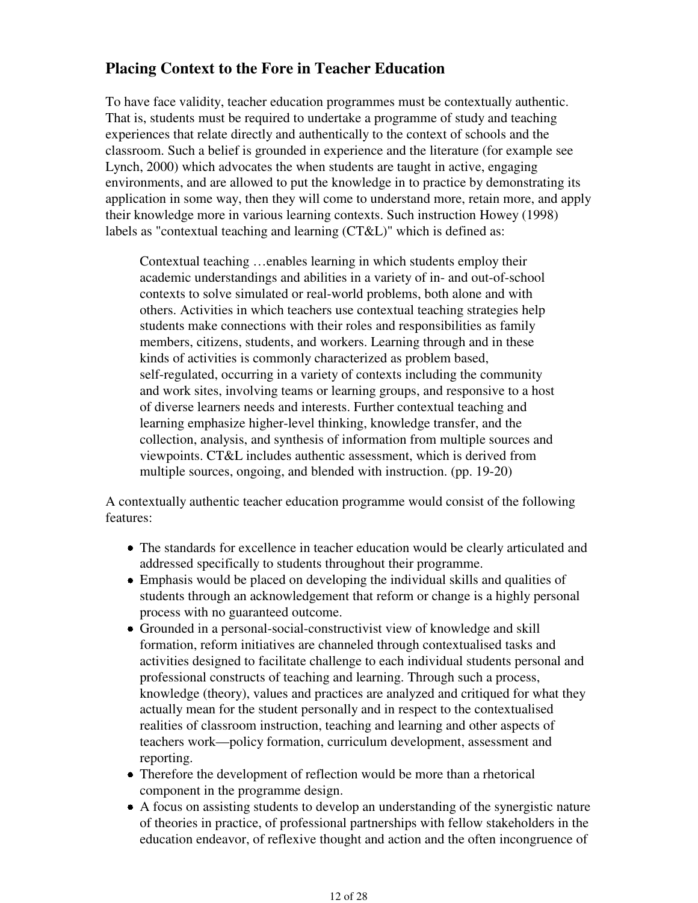## Placing Context to the Fore in Teacher Education

To have face validity, teacher education programmes must be contextually authentic. That is, students must be required to undertake a programme of study and teaching experiences that relate directly and authentically to the context of schools and the classroom. Such a belief is grounded in experience and the literature (for example see Lynch, 2000) which advocates the when students are taught in active, engaging environments, and are allowed to put the knowledge in to practice by demonstrating its application in some way, then they will come to understand more, retain more, and apply their knowledge more in various learning contexts. Such instruction Howey (1998) labels as "contextual teaching and learning (CT&L)" which is defined as:

> Contextual teaching …enables learning in which students employ their academic understandings and abilities in a variety of in- and out-of-school contexts to solve simulated or real-world problems, both alone and with others. Activities in which teachers use contextual teaching strategies help students make connections with their roles and responsibilities as family members, citizens, students, and workers. Learning through and in these kinds of activities is commonly characterized as problem based, self-regulated, occurring in a variety of contexts including the community and work sites, involving teams or learning groups, and responsive to a host of diverse learners needs and interests. Further contextual teaching and learning emphasize higher-level thinking, knowledge transfer, and the collection, analysis, and synthesis of information from multiple sources and viewpoints. CT&L includes authentic assessment, which is derived from multiple sources, ongoing, and blended with instruction. (pp. 19-20)

A contextually authentic teacher education programme would consist of the following features:

- The standards for excellence in teacher education would be clearly articulated and addressed specifically to students throughout their programme.
- Emphasis would be placed on developing the individual skills and qualities of students through an acknowledgement that reform or change is a highly personal process with no guaranteed outcome.
- Grounded in a personal-social-constructivist view of knowledge and skill formation, reform initiatives are channeled through contextualised tasks and activities designed to facilitate challenge to each individual students personal and professional constructs of teaching and learning. Through such a process, knowledge (theory), values and practices are analyzed and critiqued for what they actually mean for the student personally and in respect to the contextualised realities of classroom instruction, teaching and learning and other aspects of teachers work—policy formation, curriculum development, assessment and reporting.
- Therefore the development of reflection would be more than a rhetorical component in the programme design.
- A focus on assisting students to develop an understanding of the synergistic nature of theories in practice, of professional partnerships with fellow stakeholders in the education endeavor, of reflexive thought and action and the often incongruence of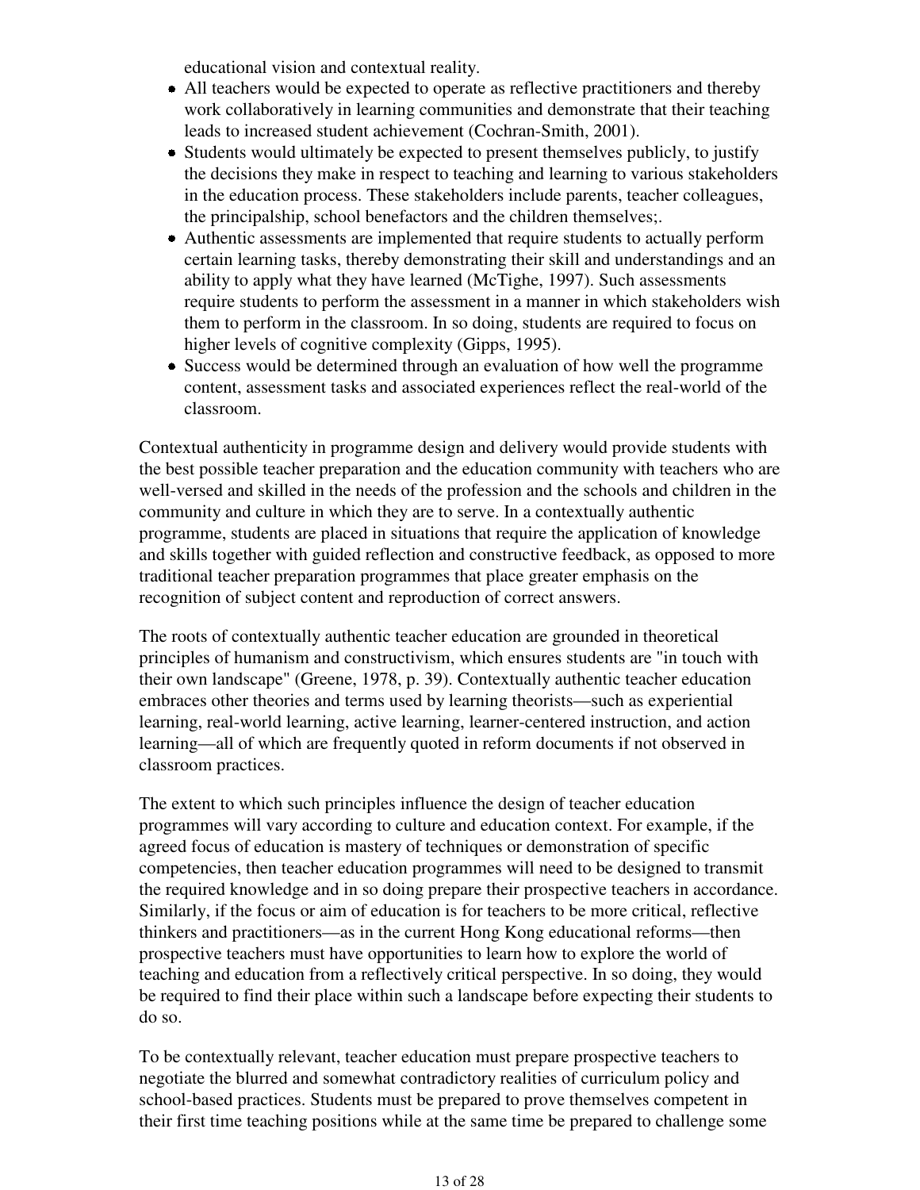educational vision and contextual reality.

- All teachers would be expected to operate as reflective practitioners and thereby work collaboratively in learning communities and demonstrate that their teaching leads to increased student achievement (Cochran-Smith, 2001).
- Students would ultimately be expected to present themselves publicly, to justify the decisions they make in respect to teaching and learning to various stakeholders in the education process. These stakeholders include parents, teacher colleagues, the principalship, school benefactors and the children themselves;.
- Authentic assessments are implemented that require students to actually perform certain learning tasks, thereby demonstrating their skill and understandings and an ability to apply what they have learned (McTighe, 1997). Such assessments require students to perform the assessment in a manner in which stakeholders wish them to perform in the classroom. In so doing, students are required to focus on higher levels of cognitive complexity (Gipps, 1995).
- Success would be determined through an evaluation of how well the programme content, assessment tasks and associated experiences reflect the real-world of the classroom.

Contextual authenticity in programme design and delivery would provide students with the best possible teacher preparation and the education community with teachers who are well-versed and skilled in the needs of the profession and the schools and children in the community and culture in which they are to serve. In a contextually authentic programme, students are placed in situations that require the application of knowledge and skills together with guided reflection and constructive feedback, as opposed to more traditional teacher preparation programmes that place greater emphasis on the recognition of subject content and reproduction of correct answers.

The roots of contextually authentic teacher education are grounded in theoretical principles of humanism and constructivism, which ensures students are "in touch with their own landscape" (Greene, 1978, p. 39). Contextually authentic teacher education embraces other theories and terms used by learning theorists—such as experiential learning, real-world learning, active learning, learner-centered instruction, and action learning—all of which are frequently quoted in reform documents if not observed in classroom practices.

The extent to which such principles influence the design of teacher education programmes will vary according to culture and education context. For example, if the agreed focus of education is mastery of techniques or demonstration of specific competencies, then teacher education programmes will need to be designed to transmit the required knowledge and in so doing prepare their prospective teachers in accordance. Similarly, if the focus or aim of education is for teachers to be more critical, reflective thinkers and practitioners—as in the current Hong Kong educational reforms—then prospective teachers must have opportunities to learn how to explore the world of teaching and education from a reflectively critical perspective. In so doing, they would be required to find their place within such a landscape before expecting their students to do so.

To be contextually relevant, teacher education must prepare prospective teachers to negotiate the blurred and somewhat contradictory realities of curriculum policy and school-based practices. Students must be prepared to prove themselves competent in their first time teaching positions while at the same time be prepared to challenge some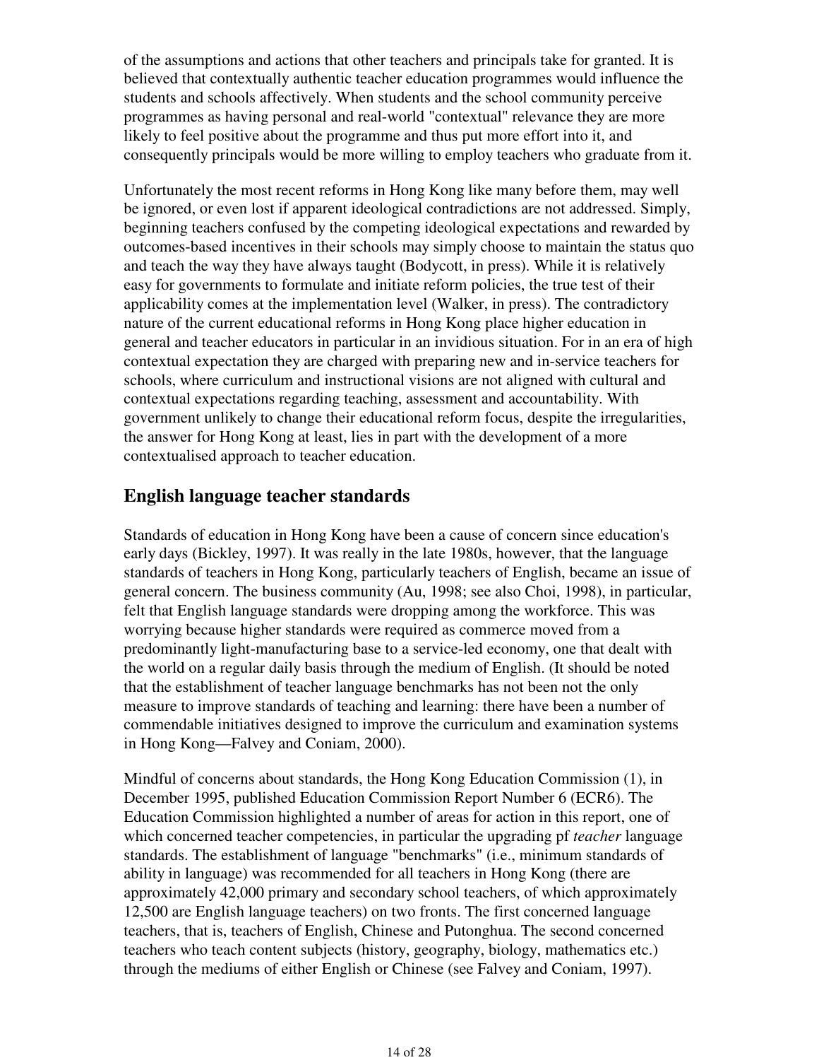of the assumptions and actions that other teachers and principals take for granted. It is believed that contextually authentic teacher education programmes would influence the students and schools affectively. When students and the school community perceive programmes as having personal and real-world "contextual" relevance they are more likely to feel positive about the programme and thus put more effort into it, and consequently principals would be more willing to employ teachers who graduate from it.

Unfortunately the most recent reforms in Hong Kong like many before them, may well be ignored, or even lost if apparent ideological contradictions are not addressed. Simply, beginning teachers confused by the competing ideological expectations and rewarded by outcomes-based incentives in their schools may simply choose to maintain the status quo and teach the way they have always taught (Bodycott, in press). While it is relatively easy for governments to formulate and initiate reform policies, the true test of their applicability comes at the implementation level (Walker, in press). The contradictory nature of the current educational reforms in Hong Kong place higher education in general and teacher educators in particular in an invidious situation. For in an era of high contextual expectation they are charged with preparing new and in-service teachers for schools, where curriculum and instructional visions are not aligned with cultural and contextual expectations regarding teaching, assessment and accountability. With government unlikely to change their educational reform focus, despite the irregularities, the answer for Hong Kong at least, lies in part with the development of a more contextualised approach to teacher education.

## English language teacher standards

Standards of education in Hong Kong have been a cause of concern since education's early days (Bickley, 1997). It was really in the late 1980s, however, that the language standards of teachers in Hong Kong, particularly teachers of English, became an issue of general concern. The business community (Au, 1998; see also Choi, 1998), in particular, felt that English language standards were dropping among the workforce. This was worrying because higher standards were required as commerce moved from a predominantly light-manufacturing base to a service-led economy, one that dealt with the world on a regular daily basis through the medium of English. (It should be noted that the establishment of teacher language benchmarks has not been not the only measure to improve standards of teaching and learning: there have been a number of commendable initiatives designed to improve the curriculum and examination systems in Hong Kong—Falvey and Coniam, 2000).

Mindful of concerns about standards, the Hong Kong Education Commission (1), in December 1995, published Education Commission Report Number 6 (ECR6). The Education Commission highlighted a number of areas for action in this report, one of which concerned teacher competencies, in particular the upgrading pf *teacher* language standards. The establishment of language "benchmarks" (i.e., minimum standards of ability in language) was recommended for all teachers in Hong Kong (there are approximately 42,000 primary and secondary school teachers, of which approximately 12,500 are English language teachers) on two fronts. The first concerned language teachers, that is, teachers of English, Chinese and Putonghua. The second concerned teachers who teach content subjects (history, geography, biology, mathematics etc.) through the mediums of either English or Chinese (see Falvey and Coniam, 1997).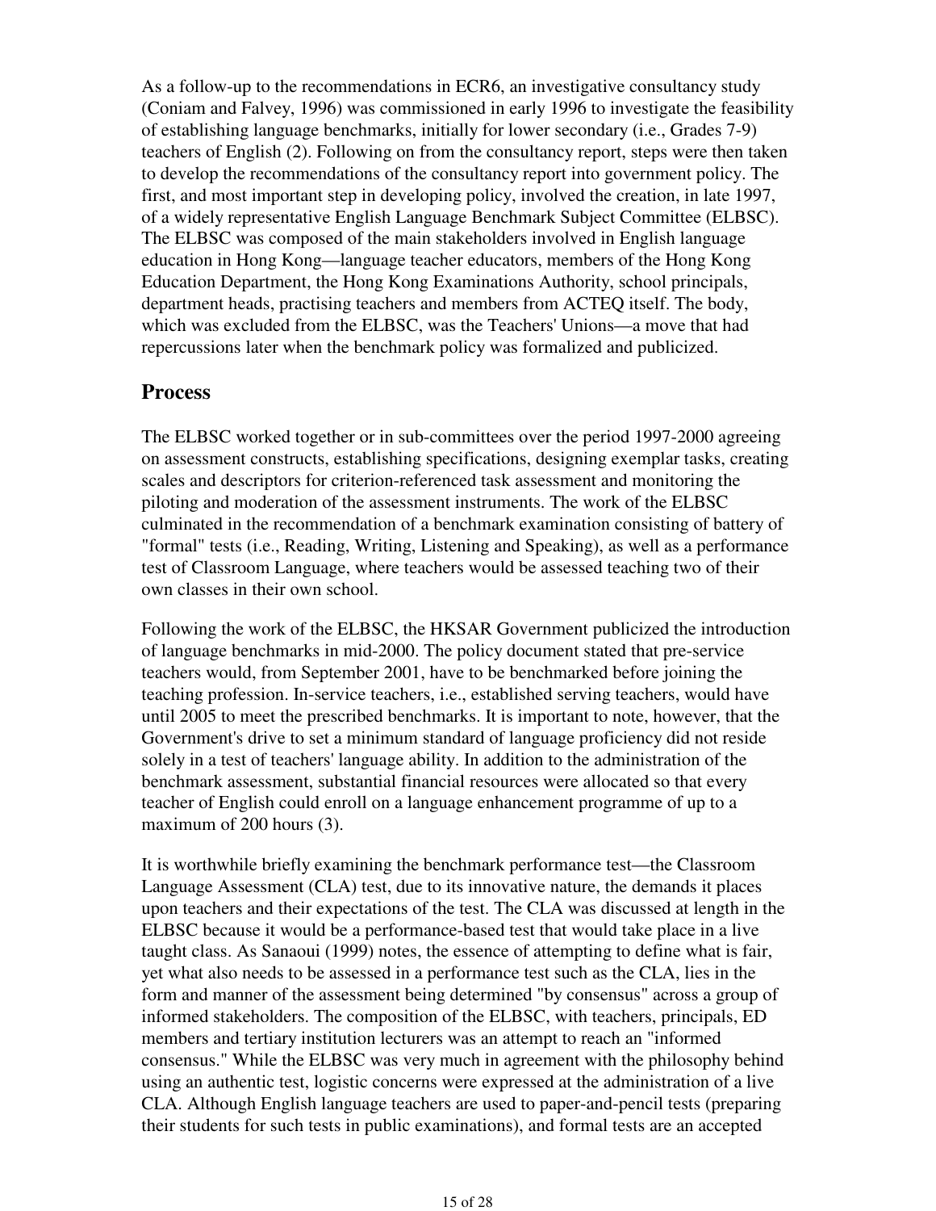As a follow-up to the recommendations in ECR6, an investigative consultancy study (Coniam and Falvey, 1996) was commissioned in early 1996 to investigate the feasibility of establishing language benchmarks, initially for lower secondary (i.e., Grades 7-9) teachers of English (2). Following on from the consultancy report, steps were then taken to develop the recommendations of the consultancy report into government policy. The first, and most important step in developing policy, involved the creation, in late 1997, of a widely representative English Language Benchmark Subject Committee (ELBSC). The ELBSC was composed of the main stakeholders involved in English language education in Hong Kong—language teacher educators, members of the Hong Kong Education Department, the Hong Kong Examinations Authority, school principals, department heads, practising teachers and members from ACTEQ itself. The body, which was excluded from the ELBSC, was the Teachers' Unions—a move that had repercussions later when the benchmark policy was formalized and publicized.

## Process

The ELBSC worked together or in sub-committees over the period 1997-2000 agreeing on assessment constructs, establishing specifications, designing exemplar tasks, creating scales and descriptors for criterion-referenced task assessment and monitoring the piloting and moderation of the assessment instruments. The work of the ELBSC culminated in the recommendation of a benchmark examination consisting of battery of "formal" tests (i.e., Reading, Writing, Listening and Speaking), as well as a performance test of Classroom Language, where teachers would be assessed teaching two of their own classes in their own school.

Following the work of the ELBSC, the HKSAR Government publicized the introduction of language benchmarks in mid-2000. The policy document stated that pre-service teachers would, from September 2001, have to be benchmarked before joining the teaching profession. In-service teachers, i.e., established serving teachers, would have until 2005 to meet the prescribed benchmarks. It is important to note, however, that the Government's drive to set a minimum standard of language proficiency did not reside solely in a test of teachers' language ability. In addition to the administration of the benchmark assessment, substantial financial resources were allocated so that every teacher of English could enroll on a language enhancement programme of up to a maximum of 200 hours (3).

It is worthwhile briefly examining the benchmark performance test—the Classroom Language Assessment (CLA) test, due to its innovative nature, the demands it places upon teachers and their expectations of the test. The CLA was discussed at length in the ELBSC because it would be a performance-based test that would take place in a live taught class. As Sanaoui (1999) notes, the essence of attempting to define what is fair, yet what also needs to be assessed in a performance test such as the CLA, lies in the form and manner of the assessment being determined "by consensus" across a group of informed stakeholders. The composition of the ELBSC, with teachers, principals, ED members and tertiary institution lecturers was an attempt to reach an "informed consensus." While the ELBSC was very much in agreement with the philosophy behind using an authentic test, logistic concerns were expressed at the administration of a live CLA. Although English language teachers are used to paper-and-pencil tests (preparing their students for such tests in public examinations), and formal tests are an accepted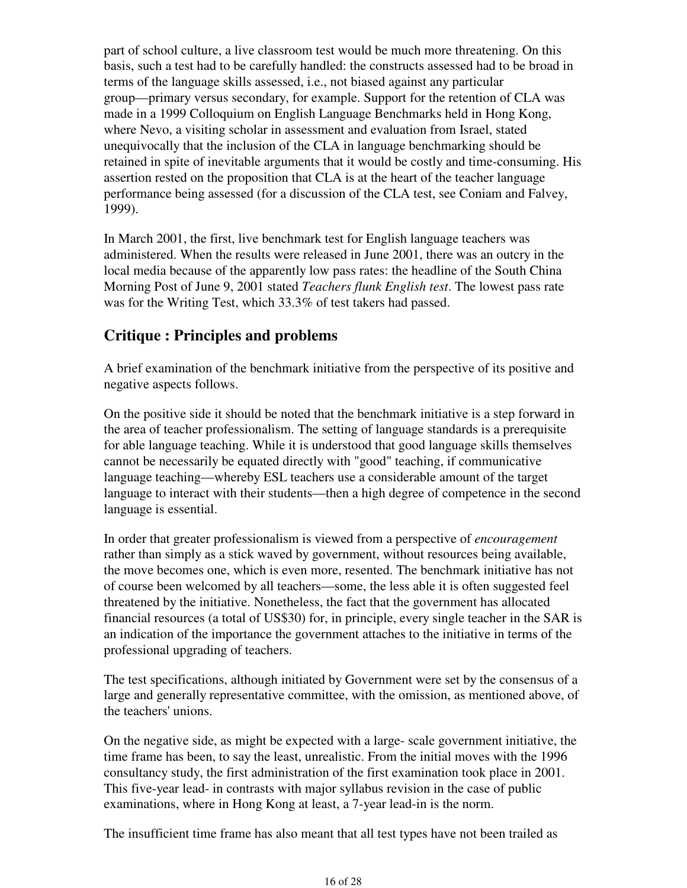part of school culture, a live classroom test would be much more threatening. On this basis, such a test had to be carefully handled: the constructs assessed had to be broad in terms of the language skills assessed, i.e., not biased against any particular group—primary versus secondary, for example. Support for the retention of CLA was made in a 1999 Colloquium on English Language Benchmarks held in Hong Kong, where Nevo, a visiting scholar in assessment and evaluation from Israel, stated unequivocally that the inclusion of the CLA in language benchmarking should be retained in spite of inevitable arguments that it would be costly and time-consuming. His assertion rested on the proposition that CLA is at the heart of the teacher language performance being assessed (for a discussion of the CLA test, see Coniam and Falvey, 1999).

In March 2001, the first, live benchmark test for English language teachers was administered. When the results were released in June 2001, there was an outcry in the local media because of the apparently low pass rates: the headline of the South China Morning Post of June 9, 2001 stated *Teachers flunk English test*. The lowest pass rate was for the Writing Test, which 33.3% of test takers had passed.

## Critique : Principles and problems

A brief examination of the benchmark initiative from the perspective of its positive and negative aspects follows.

On the positive side it should be noted that the benchmark initiative is a step forward in the area of teacher professionalism. The setting of language standards is a prerequisite for able language teaching. While it is understood that good language skills themselves cannot be necessarily be equated directly with "good" teaching, if communicative language teaching—whereby ESL teachers use a considerable amount of the target language to interact with their students—then a high degree of competence in the second language is essential.

In order that greater professionalism is viewed from a perspective of *encouragement* rather than simply as a stick waved by government, without resources being available, the move becomes one, which is even more, resented. The benchmark initiative has not of course been welcomed by all teachers—some, the less able it is often suggested feel threatened by the initiative. Nonetheless, the fact that the government has allocated financial resources (a total of US$30) for, in principle, every single teacher in the SAR is an indication of the importance the government attaches to the initiative in terms of the professional upgrading of teachers.

The test specifications, although initiated by Government were set by the consensus of a large and generally representative committee, with the omission, as mentioned above, of the teachers' unions.

On the negative side, as might be expected with a large- scale government initiative, the time frame has been, to say the least, unrealistic. From the initial moves with the 1996 consultancy study, the first administration of the first examination took place in 2001. This five-year lead- in contrasts with major syllabus revision in the case of public examinations, where in Hong Kong at least, a 7-year lead-in is the norm.

The insufficient time frame has also meant that all test types have not been trailed as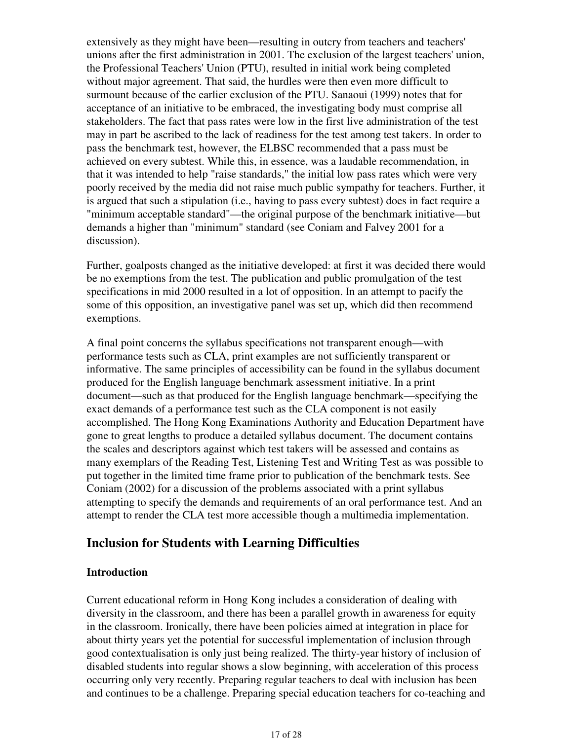extensively as they might have been—resulting in outcry from teachers and teachers' unions after the first administration in 2001. The exclusion of the largest teachers' union, the Professional Teachers' Union (PTU), resulted in initial work being completed without major agreement. That said, the hurdles were then even more difficult to surmount because of the earlier exclusion of the PTU. Sanaoui (1999) notes that for acceptance of an initiative to be embraced, the investigating body must comprise all stakeholders. The fact that pass rates were low in the first live administration of the test may in part be ascribed to the lack of readiness for the test among test takers. In order to pass the benchmark test, however, the ELBSC recommended that a pass must be achieved on every subtest. While this, in essence, was a laudable recommendation, in that it was intended to help "raise standards," the initial low pass rates which were very poorly received by the media did not raise much public sympathy for teachers. Further, it is argued that such a stipulation (i.e., having to pass every subtest) does in fact require a "minimum acceptable standard"—the original purpose of the benchmark initiative—but demands a higher than "minimum" standard (see Coniam and Falvey 2001 for a discussion).

Further, goalposts changed as the initiative developed: at first it was decided there would be no exemptions from the test. The publication and public promulgation of the test specifications in mid 2000 resulted in a lot of opposition. In an attempt to pacify the some of this opposition, an investigative panel was set up, which did then recommend exemptions.

A final point concerns the syllabus specifications not transparent enough—with performance tests such as CLA, print examples are not sufficiently transparent or informative. The same principles of accessibility can be found in the syllabus document produced for the English language benchmark assessment initiative. In a print document—such as that produced for the English language benchmark—specifying the exact demands of a performance test such as the CLA component is not easily accomplished. The Hong Kong Examinations Authority and Education Department have gone to great lengths to produce a detailed syllabus document. The document contains the scales and descriptors against which test takers will be assessed and contains as many exemplars of the Reading Test, Listening Test and Writing Test as was possible to put together in the limited time frame prior to publication of the benchmark tests. See Coniam (2002) for a discussion of the problems associated with a print syllabus attempting to specify the demands and requirements of an oral performance test. And an attempt to render the CLA test more accessible though a multimedia implementation.

## Inclusion for Students with Learning Difficulties

### Introduction

Current educational reform in Hong Kong includes a consideration of dealing with diversity in the classroom, and there has been a parallel growth in awareness for equity in the classroom. Ironically, there have been policies aimed at integration in place for about thirty years yet the potential for successful implementation of inclusion through good contextualisation is only just being realized. The thirty-year history of inclusion of disabled students into regular shows a slow beginning, with acceleration of this process occurring only very recently. Preparing regular teachers to deal with inclusion has been and continues to be a challenge. Preparing special education teachers for co-teaching and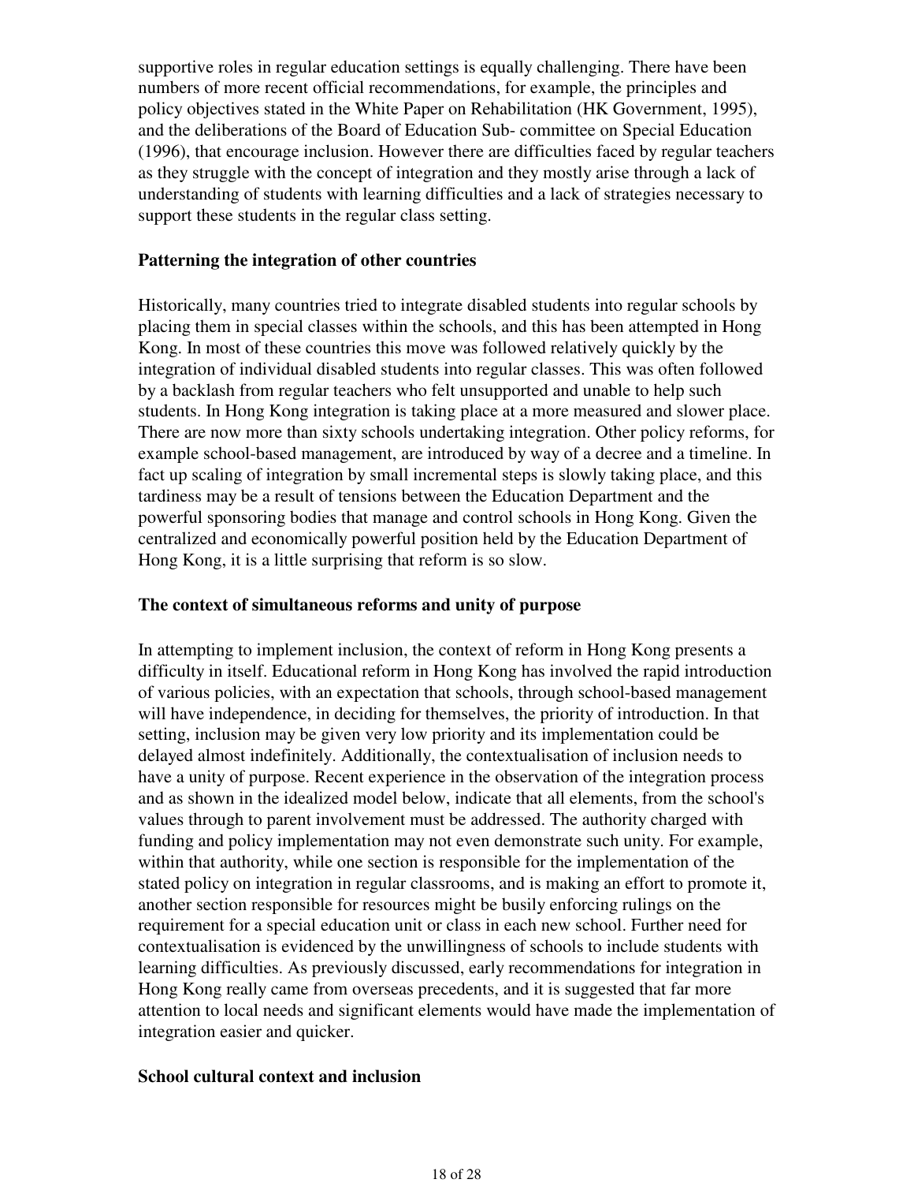supportive roles in regular education settings is equally challenging. There have been numbers of more recent official recommendations, for example, the principles and policy objectives stated in the White Paper on Rehabilitation (HK Government, 1995), and the deliberations of the Board of Education Sub- committee on Special Education (1996), that encourage inclusion. However there are difficulties faced by regular teachers as they struggle with the concept of integration and they mostly arise through a lack of understanding of students with learning difficulties and a lack of strategies necessary to support these students in the regular class setting.

**Patterning the integration of other countries**

Historically, many countries tried to integrate disabled students into regular schools by placing them in special classes within the schools, and this has been attempted in Hong Kong. In most of these countries this move was followed relatively quickly by the integration of individual disabled students into regular classes. This was often followed by a backlash from regular teachers who felt unsupported and unable to help such students. In Hong Kong integration is taking place at a more measured and slower place. There are now more than sixty schools undertaking integration. Other policy reforms, for example school-based management, are introduced by way of a decree and a timeline. In fact up scaling of integration by small incremental steps is slowly taking place, and this tardiness may be a result of tensions between the Education Department and the powerful sponsoring bodies that manage and control schools in Hong Kong. Given the centralized and economically powerful position held by the Education Department of Hong Kong, it is a little surprising that reform is so slow.

**The context of simultaneous reforms and unity of purpose**

In attempting to implement inclusion, the context of reform in Hong Kong presents a difficulty in itself. Educational reform in Hong Kong has involved the rapid introduction of various policies, with an expectation that schools, through school-based management will have independence, in deciding for themselves, the priority of introduction. In that setting, inclusion may be given very low priority and its implementation could be delayed almost indefinitely. Additionally, the contextualisation of inclusion needs to have a unity of purpose. Recent experience in the observation of the integration process and as shown in the idealized model below, indicate that all elements, from the school's values through to parent involvement must be addressed. The authority charged with funding and policy implementation may not even demonstrate such unity. For example, within that authority, while one section is responsible for the implementation of the stated policy on integration in regular classrooms, and is making an effort to promote it, another section responsible for resources might be busily enforcing rulings on the requirement for a special education unit or class in each new school. Further need for contextualisation is evidenced by the unwillingness of schools to include students with learning difficulties. As previously discussed, early recommendations for integration in Hong Kong really came from overseas precedents, and it is suggested that far more attention to local needs and significant elements would have made the implementation of integration easier and quicker.

**School cultural context and inclusion**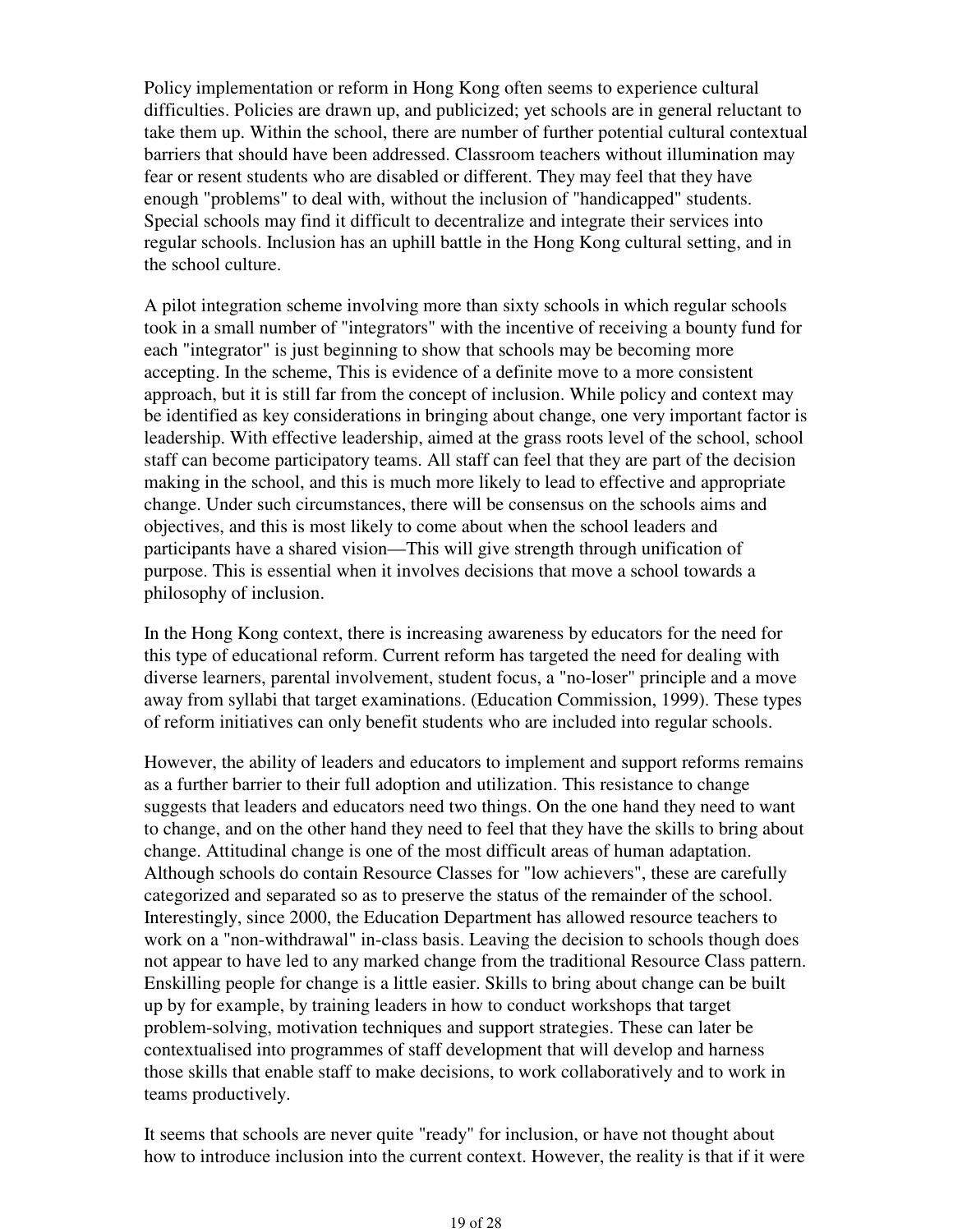Policy implementation or reform in Hong Kong often seems to experience cultural difficulties. Policies are drawn up, and publicized; yet schools are in general reluctant to take them up. Within the school, there are number of further potential cultural contextual barriers that should have been addressed. Classroom teachers without illumination may fear or resent students who are disabled or different. They may feel that they have enough "problems" to deal with, without the inclusion of "handicapped" students. Special schools may find it difficult to decentralize and integrate their services into regular schools. Inclusion has an uphill battle in the Hong Kong cultural setting, and in the school culture.

A pilot integration scheme involving more than sixty schools in which regular schools took in a small number of "integrators" with the incentive of receiving a bounty fund for each "integrator" is just beginning to show that schools may be becoming more accepting. In the scheme, This is evidence of a definite move to a more consistent approach, but it is still far from the concept of inclusion. While policy and context may be identified as key considerations in bringing about change, one very important factor is leadership. With effective leadership, aimed at the grass roots level of the school, school staff can become participatory teams. All staff can feel that they are part of the decision making in the school, and this is much more likely to lead to effective and appropriate change. Under such circumstances, there will be consensus on the schools aims and objectives, and this is most likely to come about when the school leaders and participants have a shared vision—This will give strength through unification of purpose. This is essential when it involves decisions that move a school towards a philosophy of inclusion.

In the Hong Kong context, there is increasing awareness by educators for the need for this type of educational reform. Current reform has targeted the need for dealing with diverse learners, parental involvement, student focus, a "no-loser" principle and a move away from syllabi that target examinations. (Education Commission, 1999). These types of reform initiatives can only benefit students who are included into regular schools.

However, the ability of leaders and educators to implement and support reforms remains as a further barrier to their full adoption and utilization. This resistance to change suggests that leaders and educators need two things. On the one hand they need to want to change, and on the other hand they need to feel that they have the skills to bring about change. Attitudinal change is one of the most difficult areas of human adaptation. Although schools do contain Resource Classes for "low achievers", these are carefully categorized and separated so as to preserve the status of the remainder of the school. Interestingly, since 2000, the Education Department has allowed resource teachers to work on a "non-withdrawal" in-class basis. Leaving the decision to schools though does not appear to have led to any marked change from the traditional Resource Class pattern. Enskilling people for change is a little easier. Skills to bring about change can be built up by for example, by training leaders in how to conduct workshops that target problem-solving, motivation techniques and support strategies. These can later be contextualised into programmes of staff development that will develop and harness those skills that enable staff to make decisions, to work collaboratively and to work in teams productively.

It seems that schools are never quite "ready" for inclusion, or have not thought about how to introduce inclusion into the current context. However, the reality is that if it were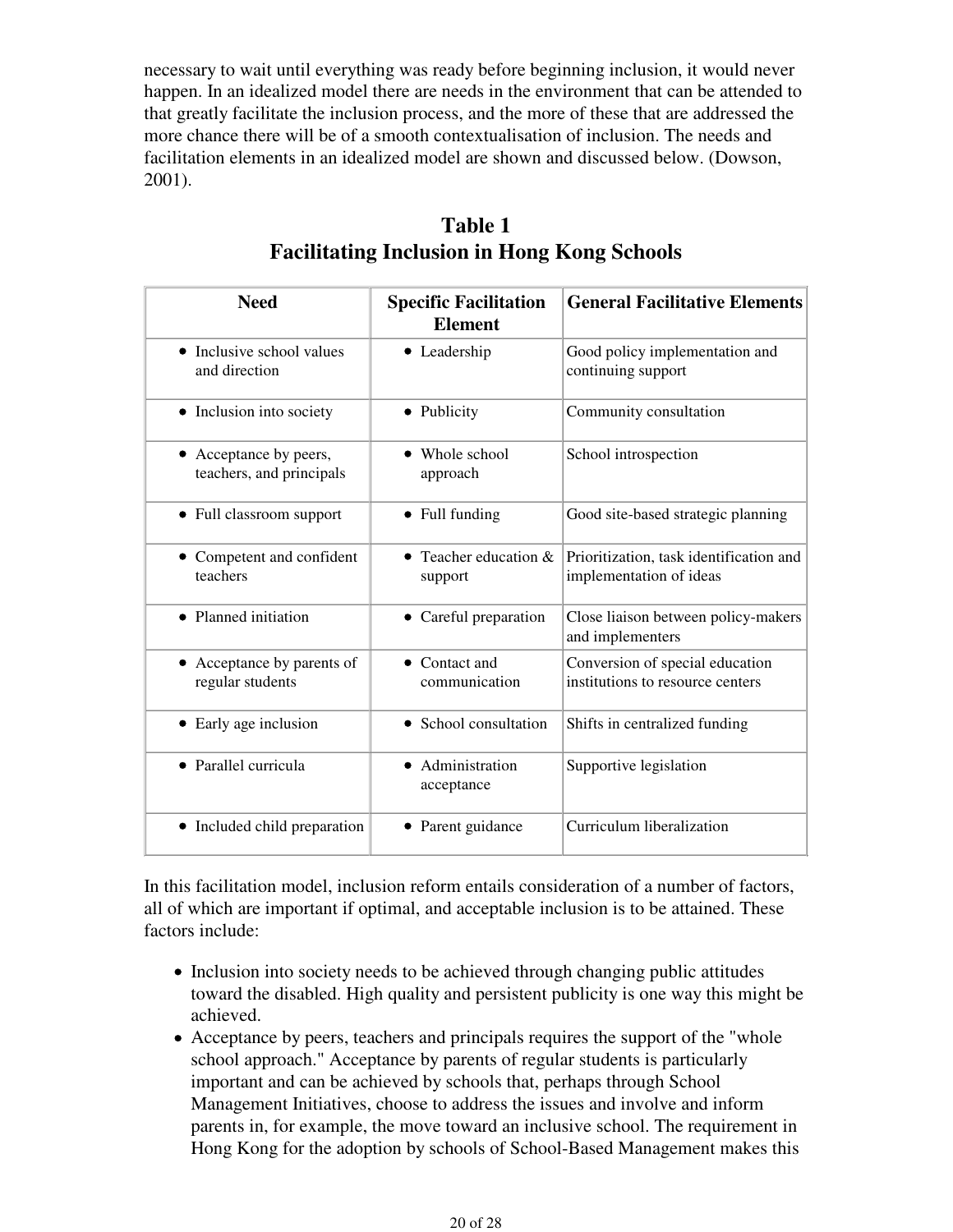necessary to wait until everything was ready before beginning inclusion, it would never happen. In an idealized model there are needs in the environment that can be attended to that greatly facilitate the inclusion process, and the more of these that are addressed the more chance there will be of a smooth contextualisation of inclusion. The needs and facilitation elements in an idealized model are shown and discussed below. (Dowson, 2001).

## Table 1
## Facilitating Inclusion in Hong Kong Schools

| Need | Specific Facilitation Element | General Facilitative Elements |
|---|---|---|
| • Inclusive school values and direction | • Leadership | Good policy implementation and continuing support |
| • Inclusion into society | • Publicity | Community consultation |
| • Acceptance by peers, teachers, and principals | • Whole school approach | School introspection |
| • Full classroom support | • Full funding | Good site-based strategic planning |
| • Competent and confident teachers | • Teacher education & support | Prioritization, task identification and implementation of ideas |
| • Planned initiation | • Careful preparation | Close liaison between policy-makers and implementers |
| • Acceptance by parents of regular students | • Contact and communication | Conversion of special education institutions to resource centers |
| • Early age inclusion | • School consultation | Shifts in centralized funding |
| • Parallel curricula | • Administration acceptance | Supportive legislation |
| • Included child preparation | • Parent guidance | Curriculum liberalization |

In this facilitation model, inclusion reform entails consideration of a number of factors, all of which are important if optimal, and acceptable inclusion is to be attained. These factors include:

- Inclusion into society needs to be achieved through changing public attitudes toward the disabled. High quality and persistent publicity is one way this might be achieved.
- Acceptance by peers, teachers and principals requires the support of the "whole school approach." Acceptance by parents of regular students is particularly important and can be achieved by schools that, perhaps through School Management Initiatives, choose to address the issues and involve and inform parents in, for example, the move toward an inclusive school. The requirement in Hong Kong for the adoption by schools of School-Based Management makes this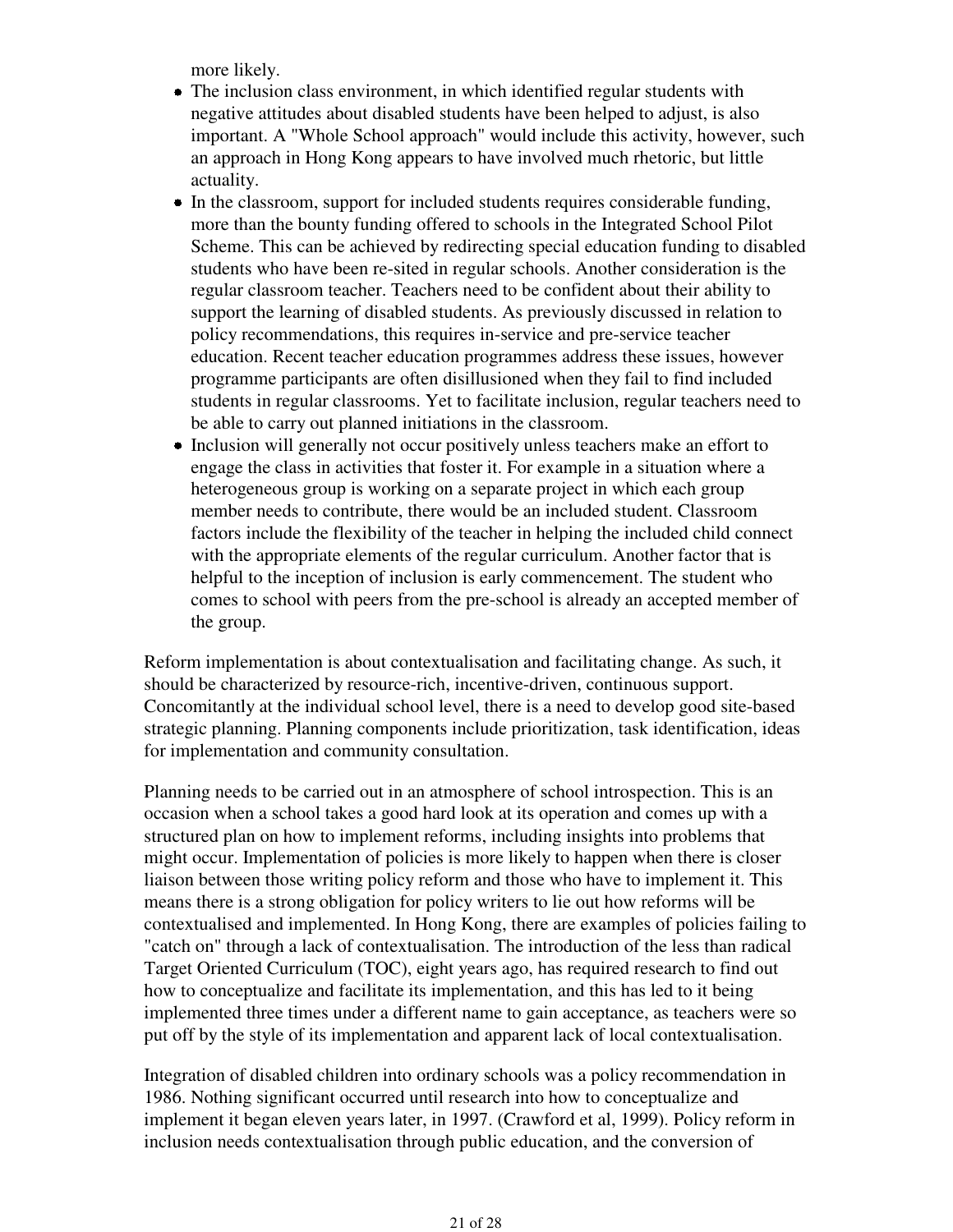more likely.

- The inclusion class environment, in which identified regular students with negative attitudes about disabled students have been helped to adjust, is also important. A "Whole School approach" would include this activity, however, such an approach in Hong Kong appears to have involved much rhetoric, but little actuality.
- In the classroom, support for included students requires considerable funding, more than the bounty funding offered to schools in the Integrated School Pilot Scheme. This can be achieved by redirecting special education funding to disabled students who have been re-sited in regular schools. Another consideration is the regular classroom teacher. Teachers need to be confident about their ability to support the learning of disabled students. As previously discussed in relation to policy recommendations, this requires in-service and pre-service teacher education. Recent teacher education programmes address these issues, however programme participants are often disillusioned when they fail to find included students in regular classrooms. Yet to facilitate inclusion, regular teachers need to be able to carry out planned initiations in the classroom.
- Inclusion will generally not occur positively unless teachers make an effort to engage the class in activities that foster it. For example in a situation where a heterogeneous group is working on a separate project in which each group member needs to contribute, there would be an included student. Classroom factors include the flexibility of the teacher in helping the included child connect with the appropriate elements of the regular curriculum. Another factor that is helpful to the inception of inclusion is early commencement. The student who comes to school with peers from the pre-school is already an accepted member of the group.

Reform implementation is about contextualisation and facilitating change. As such, it should be characterized by resource-rich, incentive-driven, continuous support. Concomitantly at the individual school level, there is a need to develop good site-based strategic planning. Planning components include prioritization, task identification, ideas for implementation and community consultation.

Planning needs to be carried out in an atmosphere of school introspection. This is an occasion when a school takes a good hard look at its operation and comes up with a structured plan on how to implement reforms, including insights into problems that might occur. Implementation of policies is more likely to happen when there is closer liaison between those writing policy reform and those who have to implement it. This means there is a strong obligation for policy writers to lie out how reforms will be contextualised and implemented. In Hong Kong, there are examples of policies failing to "catch on" through a lack of contextualisation. The introduction of the less than radical Target Oriented Curriculum (TOC), eight years ago, has required research to find out how to conceptualize and facilitate its implementation, and this has led to it being implemented three times under a different name to gain acceptance, as teachers were so put off by the style of its implementation and apparent lack of local contextualisation.

Integration of disabled children into ordinary schools was a policy recommendation in 1986. Nothing significant occurred until research into how to conceptualize and implement it began eleven years later, in 1997. (Crawford et al, 1999). Policy reform in inclusion needs contextualisation through public education, and the conversion of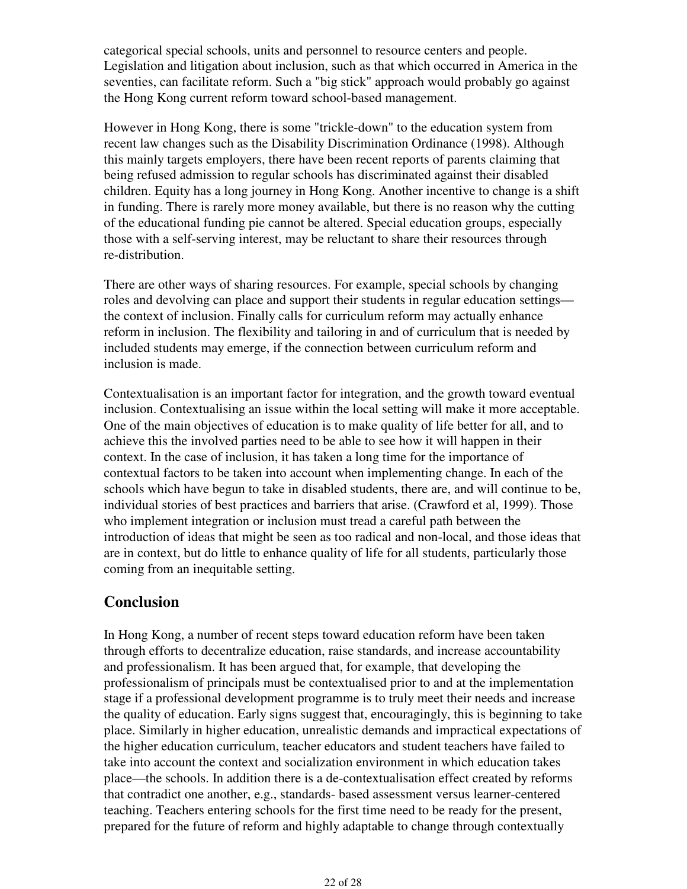categorical special schools, units and personnel to resource centers and people. Legislation and litigation about inclusion, such as that which occurred in America in the seventies, can facilitate reform. Such a "big stick" approach would probably go against the Hong Kong current reform toward school-based management.

However in Hong Kong, there is some "trickle-down" to the education system from recent law changes such as the Disability Discrimination Ordinance (1998). Although this mainly targets employers, there have been recent reports of parents claiming that being refused admission to regular schools has discriminated against their disabled children. Equity has a long journey in Hong Kong. Another incentive to change is a shift in funding. There is rarely more money available, but there is no reason why the cutting of the educational funding pie cannot be altered. Special education groups, especially those with a self-serving interest, may be reluctant to share their resources through re-distribution.

There are other ways of sharing resources. For example, special schools by changing roles and devolving can place and support their students in regular education settings—the context of inclusion. Finally calls for curriculum reform may actually enhance reform in inclusion. The flexibility and tailoring in and of curriculum that is needed by included students may emerge, if the connection between curriculum reform and inclusion is made.

Contextualisation is an important factor for integration, and the growth toward eventual inclusion. Contextualising an issue within the local setting will make it more acceptable. One of the main objectives of education is to make quality of life better for all, and to achieve this the involved parties need to be able to see how it will happen in their context. In the case of inclusion, it has taken a long time for the importance of contextual factors to be taken into account when implementing change. In each of the schools which have begun to take in disabled students, there are, and will continue to be, individual stories of best practices and barriers that arise. (Crawford et al, 1999). Those who implement integration or inclusion must tread a careful path between the introduction of ideas that might be seen as too radical and non-local, and those ideas that are in context, but do little to enhance quality of life for all students, particularly those coming from an inequitable setting.

## Conclusion

In Hong Kong, a number of recent steps toward education reform have been taken through efforts to decentralize education, raise standards, and increase accountability and professionalism. It has been argued that, for example, that developing the professionalism of principals must be contextualised prior to and at the implementation stage if a professional development programme is to truly meet their needs and increase the quality of education. Early signs suggest that, encouragingly, this is beginning to take place. Similarly in higher education, unrealistic demands and impractical expectations of the higher education curriculum, teacher educators and student teachers have failed to take into account the context and socialization environment in which education takes place—the schools. In addition there is a de-contextualisation effect created by reforms that contradict one another, e.g., standards- based assessment versus learner-centered teaching. Teachers entering schools for the first time need to be ready for the present, prepared for the future of reform and highly adaptable to change through contextually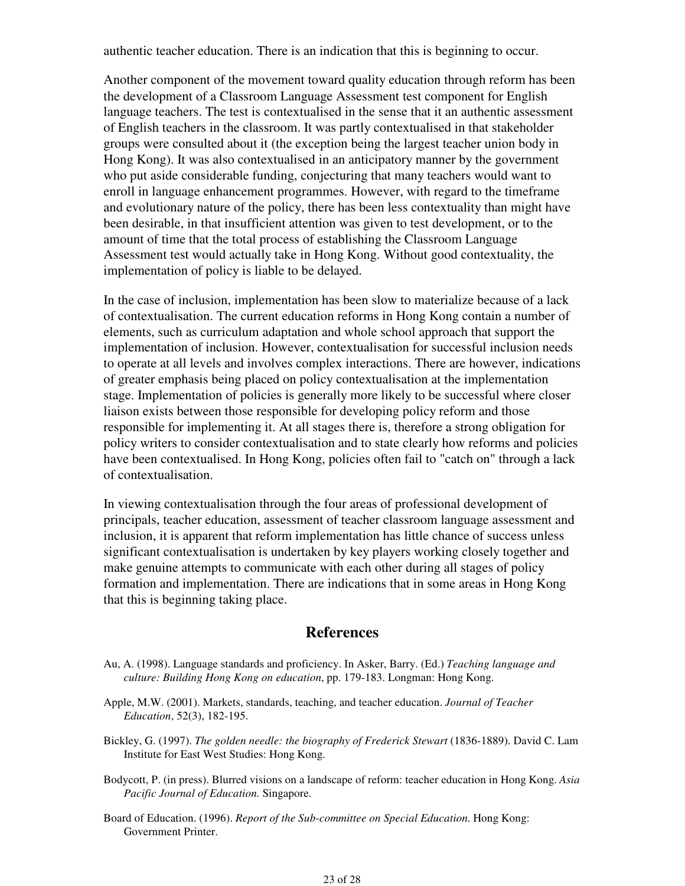authentic teacher education. There is an indication that this is beginning to occur.

Another component of the movement toward quality education through reform has been the development of a Classroom Language Assessment test component for English language teachers. The test is contextualised in the sense that it an authentic assessment of English teachers in the classroom. It was partly contextualised in that stakeholder groups were consulted about it (the exception being the largest teacher union body in Hong Kong). It was also contextualised in an anticipatory manner by the government who put aside considerable funding, conjecturing that many teachers would want to enroll in language enhancement programmes. However, with regard to the timeframe and evolutionary nature of the policy, there has been less contextuality than might have been desirable, in that insufficient attention was given to test development, or to the amount of time that the total process of establishing the Classroom Language Assessment test would actually take in Hong Kong. Without good contextuality, the implementation of policy is liable to be delayed.

In the case of inclusion, implementation has been slow to materialize because of a lack of contextualisation. The current education reforms in Hong Kong contain a number of elements, such as curriculum adaptation and whole school approach that support the implementation of inclusion. However, contextualisation for successful inclusion needs to operate at all levels and involves complex interactions. There are however, indications of greater emphasis being placed on policy contextualisation at the implementation stage. Implementation of policies is generally more likely to be successful where closer liaison exists between those responsible for developing policy reform and those responsible for implementing it. At all stages there is, therefore a strong obligation for policy writers to consider contextualisation and to state clearly how reforms and policies have been contextualised. In Hong Kong, policies often fail to "catch on" through a lack of contextualisation.

In viewing contextualisation through the four areas of professional development of principals, teacher education, assessment of teacher classroom language assessment and inclusion, it is apparent that reform implementation has little chance of success unless significant contextualisation is undertaken by key players working closely together and make genuine attempts to communicate with each other during all stages of policy formation and implementation. There are indications that in some areas in Hong Kong that this is beginning taking place.

## References

Au, A. (1998). Language standards and proficiency. In Asker, Barry. (Ed.) *Teaching language and culture: Building Hong Kong on education*, pp. 179-183. Longman: Hong Kong.

Apple, M.W. (2001). Markets, standards, teaching, and teacher education. *Journal of Teacher Education*, 52(3), 182-195.

Bickley, G. (1997). *The golden needle: the biography of Frederick Stewart* (1836-1889). David C. Lam Institute for East West Studies: Hong Kong.

Bodycott, P. (in press). Blurred visions on a landscape of reform: teacher education in Hong Kong. *Asia Pacific Journal of Education.* Singapore.

Board of Education. (1996). *Report of the Sub-committee on Special Education*. Hong Kong: Government Printer.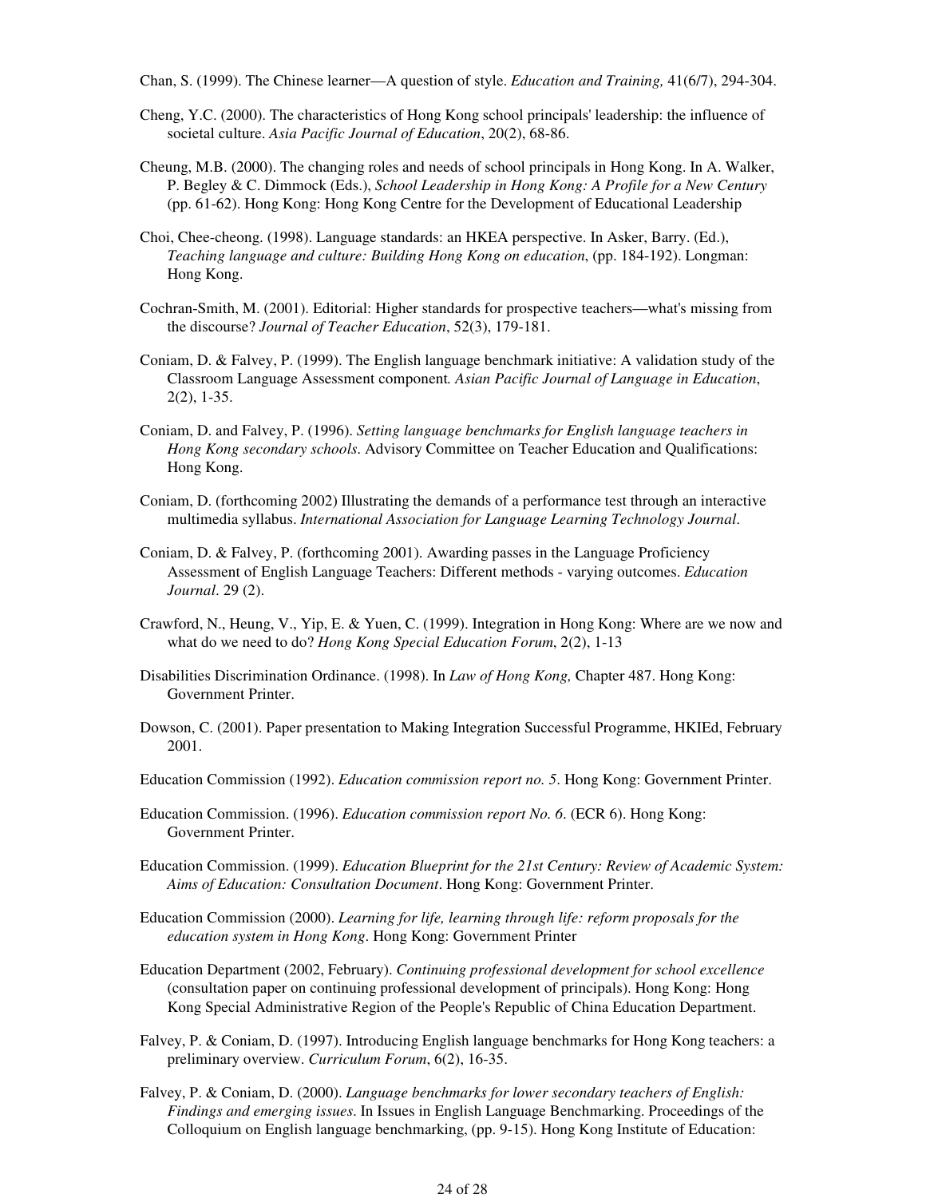Chan, S. (1999). The Chinese learner—A question of style. *Education and Training,* 41(6/7), 294-304.

Cheng, Y.C. (2000). The characteristics of Hong Kong school principals' leadership: the influence of societal culture. *Asia Pacific Journal of Education*, 20(2), 68-86.

Cheung, M.B. (2000). The changing roles and needs of school principals in Hong Kong. In A. Walker, P. Begley & C. Dimmock (Eds.), *School Leadership in Hong Kong: A Profile for a New Century* (pp. 61-62). Hong Kong: Hong Kong Centre for the Development of Educational Leadership

Choi, Chee-cheong. (1998). Language standards: an HKEA perspective. In Asker, Barry. (Ed.), *Teaching language and culture: Building Hong Kong on education*, (pp. 184-192). Longman: Hong Kong.

Cochran-Smith, M. (2001). Editorial: Higher standards for prospective teachers—what's missing from the discourse? *Journal of Teacher Education*, 52(3), 179-181.

Coniam, D. & Falvey, P. (1999). The English language benchmark initiative: A validation study of the Classroom Language Assessment component*. Asian Pacific Journal of Language in Education*, 2(2), 1-35.

Coniam, D. and Falvey, P. (1996). *Setting language benchmarks for English language teachers in Hong Kong secondary schools.* Advisory Committee on Teacher Education and Qualifications: Hong Kong.

Coniam, D. (forthcoming 2002) Illustrating the demands of a performance test through an interactive multimedia syllabus. *International Association for Language Learning Technology Journal*.

Coniam, D. & Falvey, P. (forthcoming 2001). Awarding passes in the Language Proficiency Assessment of English Language Teachers: Different methods - varying outcomes. *Education Journal*. 29 (2).

Crawford, N., Heung, V., Yip, E. & Yuen, C. (1999). Integration in Hong Kong: Where are we now and what do we need to do? *Hong Kong Special Education Forum*, 2(2), 1-13

Disabilities Discrimination Ordinance. (1998). In *Law of Hong Kong,* Chapter 487. Hong Kong: Government Printer.

Dowson, C. (2001). Paper presentation to Making Integration Successful Programme, HKIEd, February 2001.

Education Commission (1992). *Education commission report no. 5*. Hong Kong: Government Printer.

Education Commission. (1996). *Education commission report No. 6*. (ECR 6). Hong Kong: Government Printer.

Education Commission. (1999). *Education Blueprint for the 21st Century: Review of Academic System: Aims of Education: Consultation Document*. Hong Kong: Government Printer.

Education Commission (2000). *Learning for life, learning through life: reform proposals for the education system in Hong Kong*. Hong Kong: Government Printer

Education Department (2002, February). *Continuing professional development for school excellence* (consultation paper on continuing professional development of principals). Hong Kong: Hong Kong Special Administrative Region of the People's Republic of China Education Department.

Falvey, P. & Coniam, D. (1997). Introducing English language benchmarks for Hong Kong teachers: a preliminary overview. *Curriculum Forum*, 6(2), 16-35.

Falvey, P. & Coniam, D. (2000). *Language benchmarks for lower secondary teachers of English: Findings and emerging issues*. In Issues in English Language Benchmarking. Proceedings of the Colloquium on English language benchmarking, (pp. 9-15). Hong Kong Institute of Education: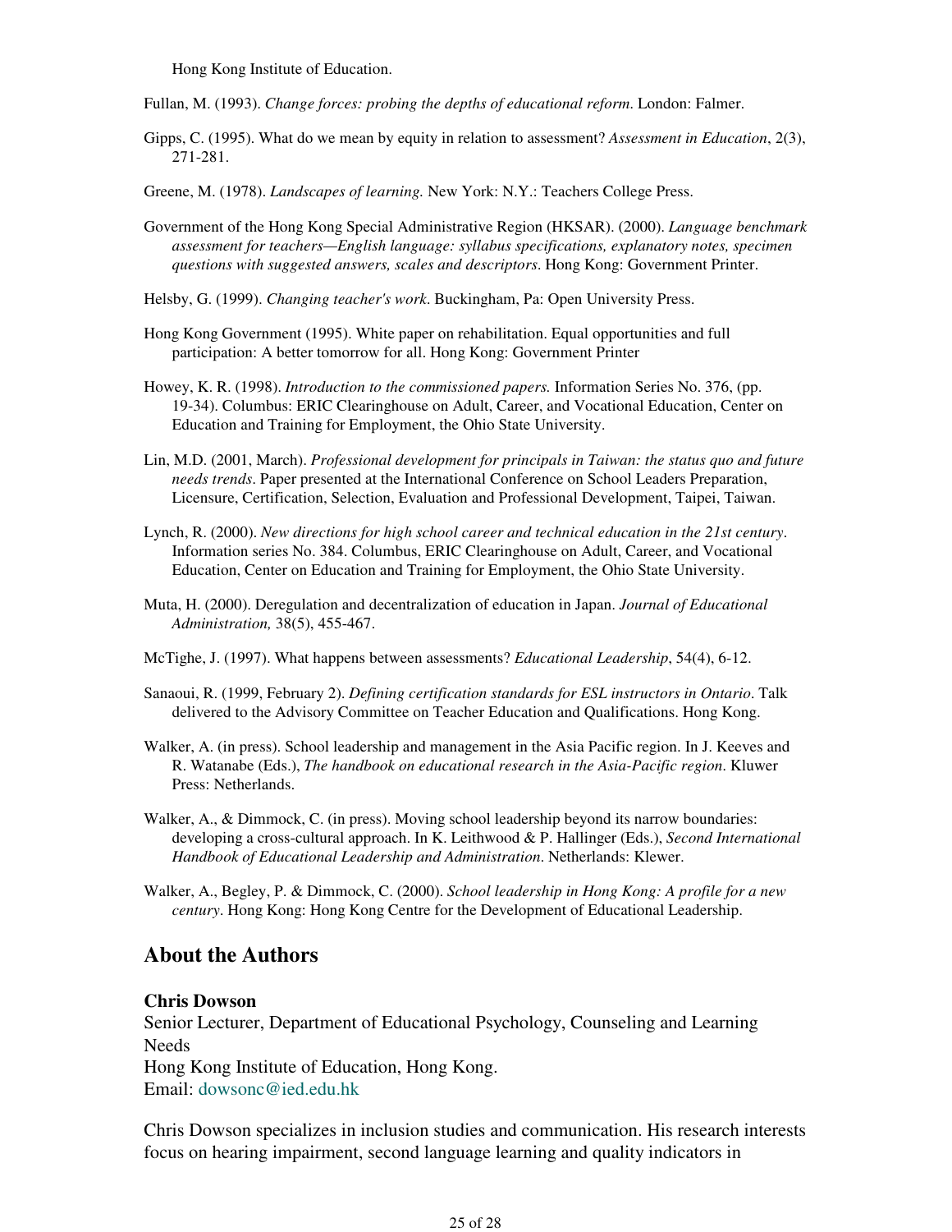Hong Kong Institute of Education.

Fullan, M. (1993). *Change forces: probing the depths of educational reform*. London: Falmer.

Gipps, C. (1995). What do we mean by equity in relation to assessment? *Assessment in Education*, 2(3), 271-281.

Greene, M. (1978). *Landscapes of learning.* New York: N.Y.: Teachers College Press.

Government of the Hong Kong Special Administrative Region (HKSAR). (2000). *Language benchmark assessment for teachers—English language: syllabus specifications, explanatory notes, specimen questions with suggested answers, scales and descriptors*. Hong Kong: Government Printer.

Helsby, G. (1999). *Changing teacher's work*. Buckingham, Pa: Open University Press.

Hong Kong Government (1995). White paper on rehabilitation. Equal opportunities and full participation: A better tomorrow for all. Hong Kong: Government Printer

Howey, K. R. (1998). *Introduction to the commissioned papers.* Information Series No. 376, (pp. 19-34). Columbus: ERIC Clearinghouse on Adult, Career, and Vocational Education, Center on Education and Training for Employment, the Ohio State University.

Lin, M.D. (2001, March). *Professional development for principals in Taiwan: the status quo and future needs trends*. Paper presented at the International Conference on School Leaders Preparation, Licensure, Certification, Selection, Evaluation and Professional Development, Taipei, Taiwan.

Lynch, R. (2000). *New directions for high school career and technical education in the 21st century*. Information series No. 384. Columbus, ERIC Clearinghouse on Adult, Career, and Vocational Education, Center on Education and Training for Employment, the Ohio State University.

Muta, H. (2000). Deregulation and decentralization of education in Japan. *Journal of Educational Administration,* 38(5), 455-467.

McTighe, J. (1997). What happens between assessments? *Educational Leadership*, 54(4), 6-12.

Sanaoui, R. (1999, February 2). *Defining certification standards for ESL instructors in Ontario*. Talk delivered to the Advisory Committee on Teacher Education and Qualifications. Hong Kong.

Walker, A. (in press). School leadership and management in the Asia Pacific region. In J. Keeves and R. Watanabe (Eds.), *The handbook on educational research in the Asia-Pacific region*. Kluwer Press: Netherlands.

Walker, A., & Dimmock, C. (in press). Moving school leadership beyond its narrow boundaries: developing a cross-cultural approach. In K. Leithwood & P. Hallinger (Eds.), *Second International Handbook of Educational Leadership and Administration*. Netherlands: Klewer.

Walker, A., Begley, P. & Dimmock, C. (2000). *School leadership in Hong Kong: A profile for a new century*. Hong Kong: Hong Kong Centre for the Development of Educational Leadership.

## About the Authors

**Chris Dowson**
Senior Lecturer, Department of Educational Psychology, Counseling and Learning Needs
Hong Kong Institute of Education, Hong Kong.
Email: dowsonc@ied.edu.hk

Chris Dowson specializes in inclusion studies and communication. His research interests focus on hearing impairment, second language learning and quality indicators in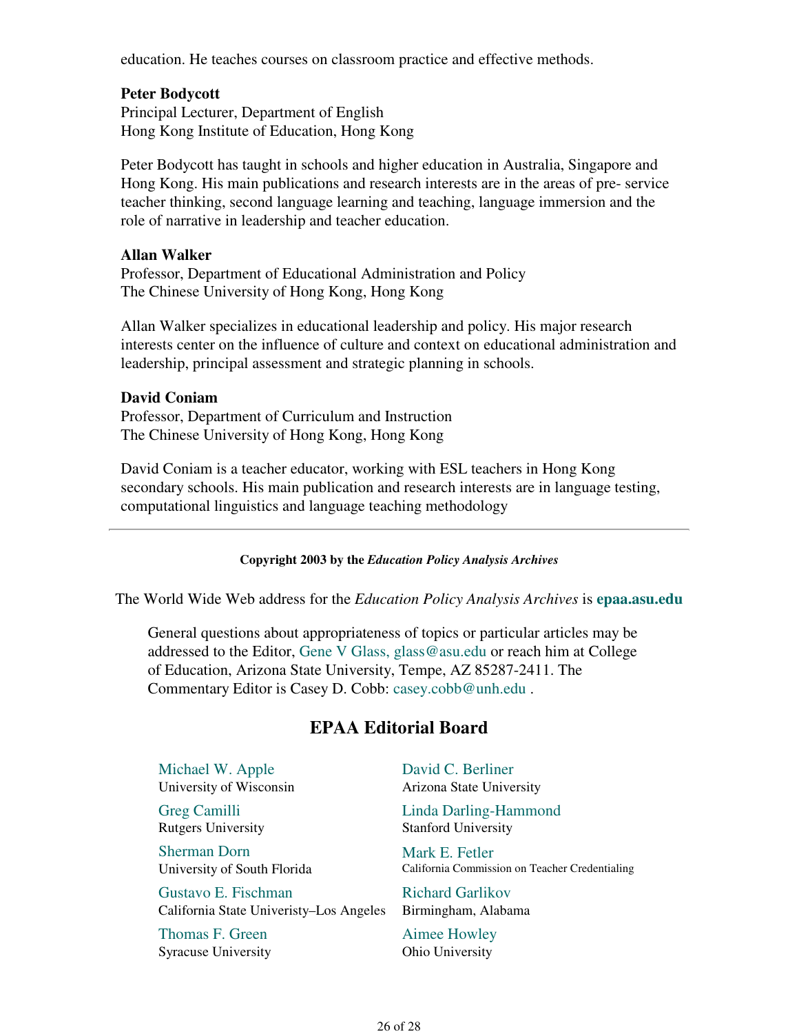education. He teaches courses on classroom practice and effective methods.

**Peter Bodycott**
Principal Lecturer, Department of English
Hong Kong Institute of Education, Hong Kong

Peter Bodycott has taught in schools and higher education in Australia, Singapore and Hong Kong. His main publications and research interests are in the areas of pre- service teacher thinking, second language learning and teaching, language immersion and the role of narrative in leadership and teacher education.

**Allan Walker**
Professor, Department of Educational Administration and Policy
The Chinese University of Hong Kong, Hong Kong

Allan Walker specializes in educational leadership and policy. His major research interests center on the influence of culture and context on educational administration and leadership, principal assessment and strategic planning in schools.

**David Coniam**
Professor, Department of Curriculum and Instruction
The Chinese University of Hong Kong, Hong Kong

David Coniam is a teacher educator, working with ESL teachers in Hong Kong secondary schools. His main publication and research interests are in language testing, computational linguistics and language teaching methodology

---

**Copyright 2003 by the *Education Policy Analysis Archives***

The World Wide Web address for the *Education Policy Analysis Archives* is **epaa.asu.edu**

General questions about appropriateness of topics or particular articles may be addressed to the Editor, Gene V Glass, glass@asu.edu or reach him at College of Education, Arizona State University, Tempe, AZ 85287-2411. The Commentary Editor is Casey D. Cobb: casey.cobb@unh.edu .

## EPAA Editorial Board

Michael W. Apple
University of Wisconsin

David C. Berliner
Arizona State University

Greg Camilli
Rutgers University

Linda Darling-Hammond
Stanford University

Sherman Dorn
University of South Florida

Mark E. Fetler
California Commission on Teacher Credentialing

Gustavo E. Fischman
California State Univeristy–Los Angeles

Richard Garlikov
Birmingham, Alabama

Thomas F. Green
Syracuse University

Aimee Howley
Ohio University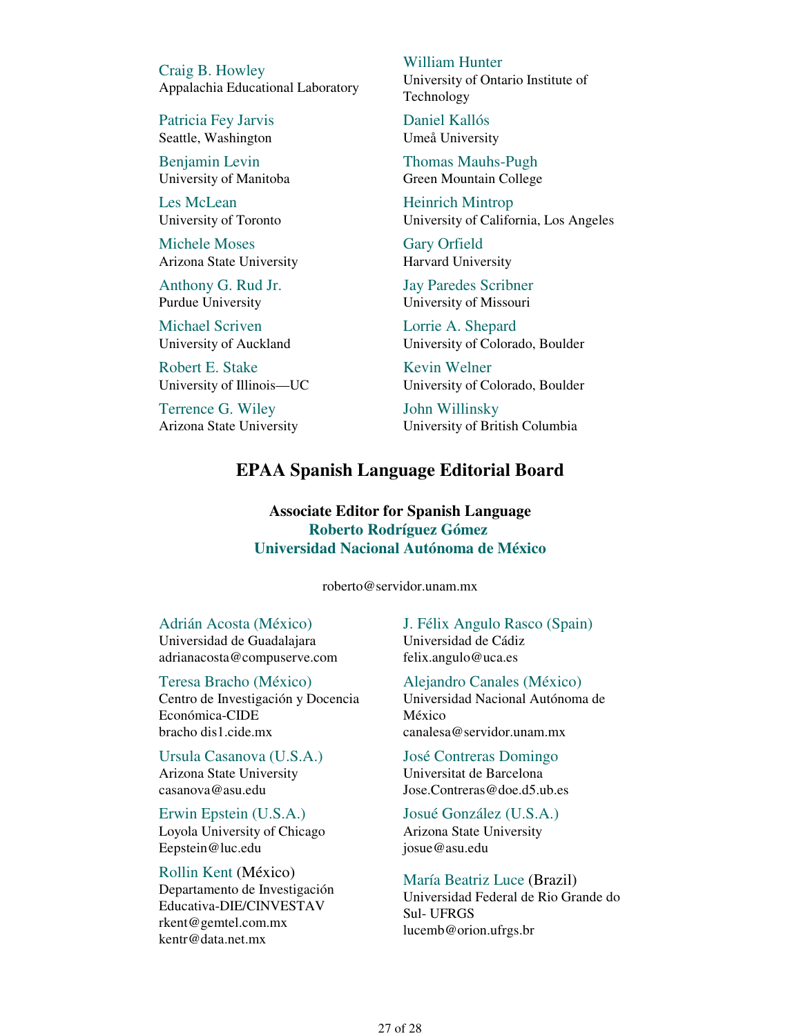Craig B. Howley
Appalachia Educational Laboratory

William Hunter
University of Ontario Institute of Technology

Patricia Fey Jarvis
Seattle, Washington

Daniel Kallós
Umeå University

Benjamin Levin
University of Manitoba

Thomas Mauhs-Pugh
Green Mountain College

Les McLean
University of Toronto

Heinrich Mintrop
University of California, Los Angeles

Michele Moses
Arizona State University

Gary Orfield
Harvard University

Anthony G. Rud Jr.
Purdue University

Jay Paredes Scribner
University of Missouri

Michael Scriven
University of Auckland

Lorrie A. Shepard
University of Colorado, Boulder

Robert E. Stake
University of Illinois—UC

Kevin Welner
University of Colorado, Boulder

Terrence G. Wiley
Arizona State University

John Willinsky
University of British Columbia

## EPAA Spanish Language Editorial Board

**Associate Editor for Spanish Language**
**Roberto Rodríguez Gómez**
**Universidad Nacional Autónoma de México**

roberto@servidor.unam.mx

Adrián Acosta (México)
Universidad de Guadalajara
adrianacosta@compuserve.com

J. Félix Angulo Rasco (Spain)
Universidad de Cádiz
felix.angulo@uca.es

Teresa Bracho (México)
Centro de Investigación y Docencia Económica-CIDE
bracho dis1.cide.mx

Alejandro Canales (México)
Universidad Nacional Autónoma de México
canalesa@servidor.unam.mx

Ursula Casanova (U.S.A.)
Arizona State University
casanova@asu.edu

José Contreras Domingo
Universitat de Barcelona
Jose.Contreras@doe.d5.ub.es

Erwin Epstein (U.S.A.)
Loyola University of Chicago
Eepstein@luc.edu

Josué González (U.S.A.)
Arizona State University
josue@asu.edu

Rollin Kent (México)
Departamento de Investigación Educativa-DIE/CINVESTAV
rkent@gemtel.com.mx
kentr@data.net.mx

María Beatriz Luce (Brazil)
Universidad Federal de Rio Grande do Sul- UFRGS
lucemb@orion.ufrgs.br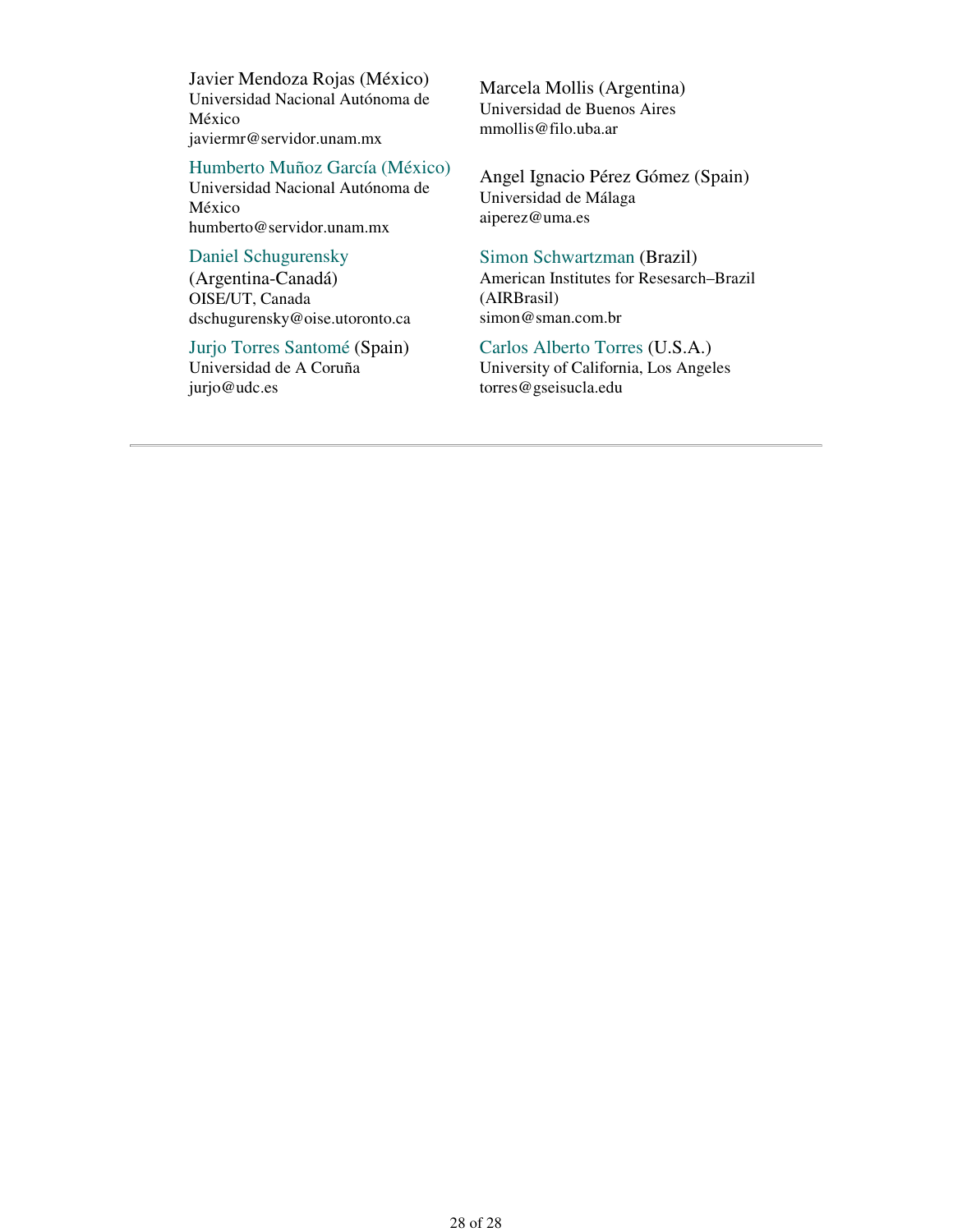Javier Mendoza Rojas (México)
Universidad Nacional Autónoma de México
javiermr@servidor.unam.mx

Marcela Mollis (Argentina)
Universidad de Buenos Aires
mmollis@filo.uba.ar

Humberto Muñoz García (México)
Universidad Nacional Autónoma de México
humberto@servidor.unam.mx

Angel Ignacio Pérez Gómez (Spain)
Universidad de Málaga
aiperez@uma.es

Daniel Schugurensky (Argentina-Canadá)
OISE/UT, Canada
dschugurensky@oise.utoronto.ca

Simon Schwartzman (Brazil)
American Institutes for Resesarch–Brazil (AIRBrasil)
simon@sman.com.br

Jurjo Torres Santomé (Spain)
Universidad de A Coruña
jurjo@udc.es

Carlos Alberto Torres (U.S.A.)
University of California, Los Angeles
torres@gseisucla.edu

---